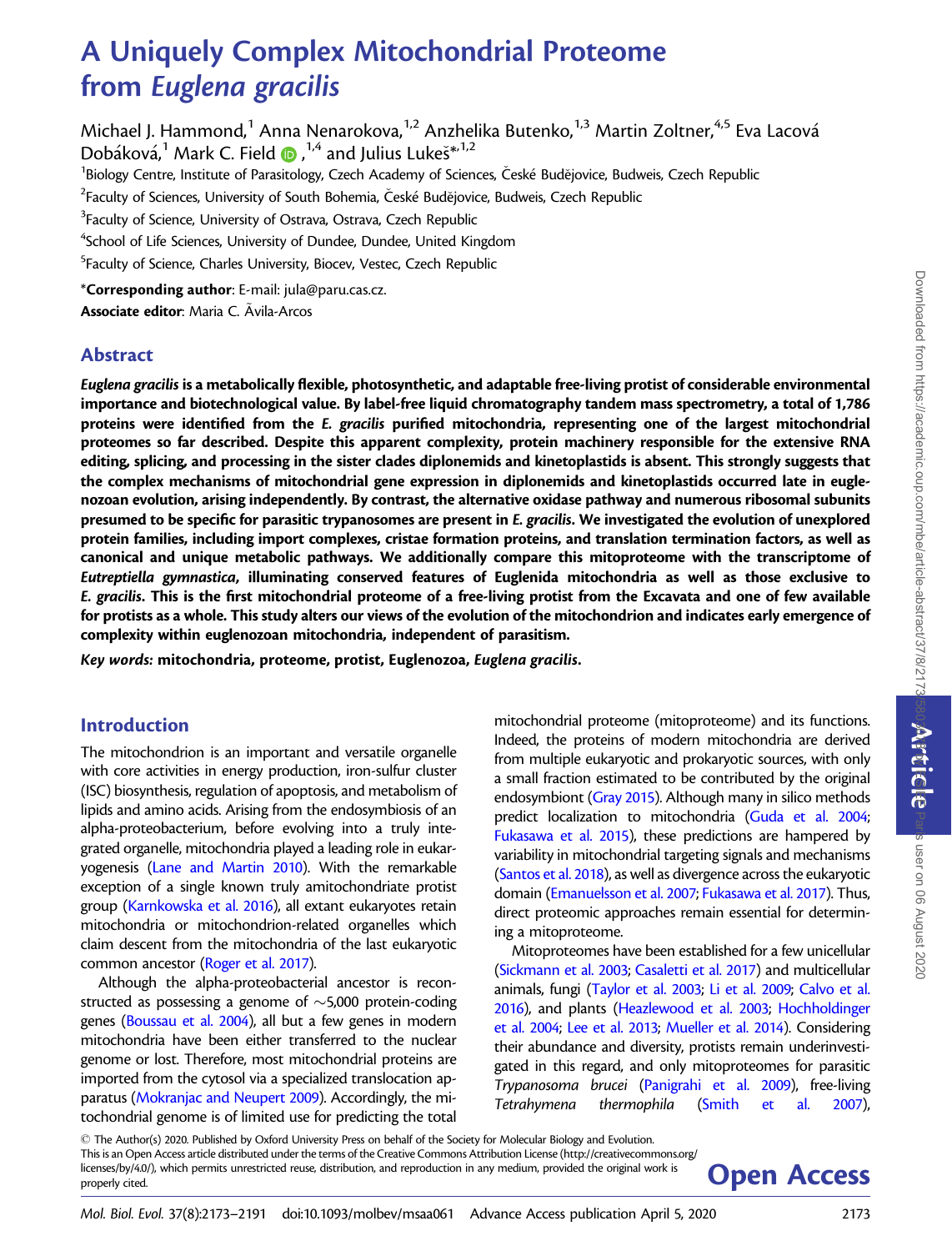# A Uniquely Complex Mitochondrial Proteome from *Euglena gracilis*

Michael J. Hammond,[1] Anna Nenarokova,[1,2] Anzhelika Butenko,[1,3] Martin Zoltner,[4,5] Eva Lacová Dobáková,[1] Mark C. Field,[1,4] and Julius Lukeš*[1,2]

[1]Biology Centre, Institute of Parasitology, Czech Academy of Sciences, České Budějovice, Budweis, Czech Republic

[2]Faculty of Sciences, University of South Bohemia, České Budějovice, Budweis, Czech Republic

[3]Faculty of Science, University of Ostrava, Ostrava, Czech Republic

[4]School of Life Sciences, University of Dundee, Dundee, United Kingdom

[5]Faculty of Science, Charles University, Biocev, Vestec, Czech Republic

***Corresponding author**: E-mail: jula@paru.cas.cz.

**Associate editor**: Maria C. Ãvila-Arcos

## Abstract

***Euglena gracilis*** **is a metabolically flexible, photosynthetic, and adaptable free-living protist of considerable environmental importance and biotechnological value. By label-free liquid chromatography tandem mass spectrometry, a total of 1,786 proteins were identified from the** ***E. gracilis*** **purified mitochondria, representing one of the largest mitochondrial proteomes so far described. Despite this apparent complexity, protein machinery responsible for the extensive RNA editing, splicing, and processing in the sister clades diplonemids and kinetoplastids is absent. This strongly suggests that the complex mechanisms of mitochondrial gene expression in diplonemids and kinetoplastids occurred late in euglenozoan evolution, arising independently. By contrast, the alternative oxidase pathway and numerous ribosomal subunits presumed to be specific for parasitic trypanosomes are present in** ***E. gracilis*****. We investigated the evolution of unexplored protein families, including import complexes, cristae formation proteins, and translation termination factors, as well as canonical and unique metabolic pathways. We additionally compare this mitoproteome with the transcriptome of** ***Eutreptiella gymnastica*****, illuminating conserved features of Euglenida mitochondria as well as those exclusive to** ***E. gracilis*****. This is the first mitochondrial proteome of a free-living protist from the Excavata and one of few available for protists as a whole. This study alters our views of the evolution of the mitochondrion and indicates early emergence of complexity within euglenozoan mitochondria, independent of parasitism.**

***Key words:*** **mitochondria, proteome, protist, Euglenozoa,** ***Euglena gracilis*****.**

## Introduction

The mitochondrion is an important and versatile organelle with core activities in energy production, iron-sulfur cluster (ISC) biosynthesis, regulation of apoptosis, and metabolism of lipids and amino acids. Arising from the endosymbiosis of an alpha-proteobacterium, before evolving into a truly integrated organelle, mitochondria played a leading role in eukaryogenesis (Lane and Martin 2010). With the remarkable exception of a single known truly amitochondriate protist group (Karnkowska et al. 2016), all extant eukaryotes retain mitochondria or mitochondrion-related organelles which claim descent from the mitochondria of the last eukaryotic common ancestor (Roger et al. 2017).

Although the alpha-proteobacterial ancestor is reconstructed as possessing a genome of ~5,000 protein-coding genes (Boussau et al. 2004), all but a few genes in modern mitochondria have been either transferred to the nuclear genome or lost. Therefore, most mitochondrial proteins are imported from the cytosol via a specialized translocation apparatus (Mokranjac and Neupert 2009). Accordingly, the mitochondrial genome is of limited use for predicting the total mitochondrial proteome (mitoproteome) and its functions. Indeed, the proteins of modern mitochondria are derived from multiple eukaryotic and prokaryotic sources, with only a small fraction estimated to be contributed by the original endosymbiont (Gray 2015). Although many in silico methods predict localization to mitochondria (Guda et al. 2004; Fukasawa et al. 2015), these predictions are hampered by variability in mitochondrial targeting signals and mechanisms (Santos et al. 2018), as well as divergence across the eukaryotic domain (Emanuelsson et al. 2007; Fukasawa et al. 2017). Thus, direct proteomic approaches remain essential for determining a mitoproteome.

Mitoproteomes have been established for a few unicellular (Sickmann et al. 2003; Casaletti et al. 2017) and multicellular animals, fungi (Taylor et al. 2003; Li et al. 2009; Calvo et al. 2016), and plants (Heazlewood et al. 2003; Hochholdinger et al. 2004; Lee et al. 2013; Mueller et al. 2014). Considering their abundance and diversity, protists remain underinvestigated in this regard, and only mitoproteomes for parasitic *Trypanosoma brucei* (Panigrahi et al. 2009), free-living *Tetrahymena thermophila* (Smith et al. 2007),

© The Author(s) 2020. Published by Oxford University Press on behalf of the Society for Molecular Biology and Evolution. This is an Open Access article distributed under the terms of the Creative Commons Attribution License (http://creativecommons.org/licenses/by/4.0/), which permits unrestricted reuse, distribution, and reproduction in any medium, provided the original work is properly cited.

**Open Access**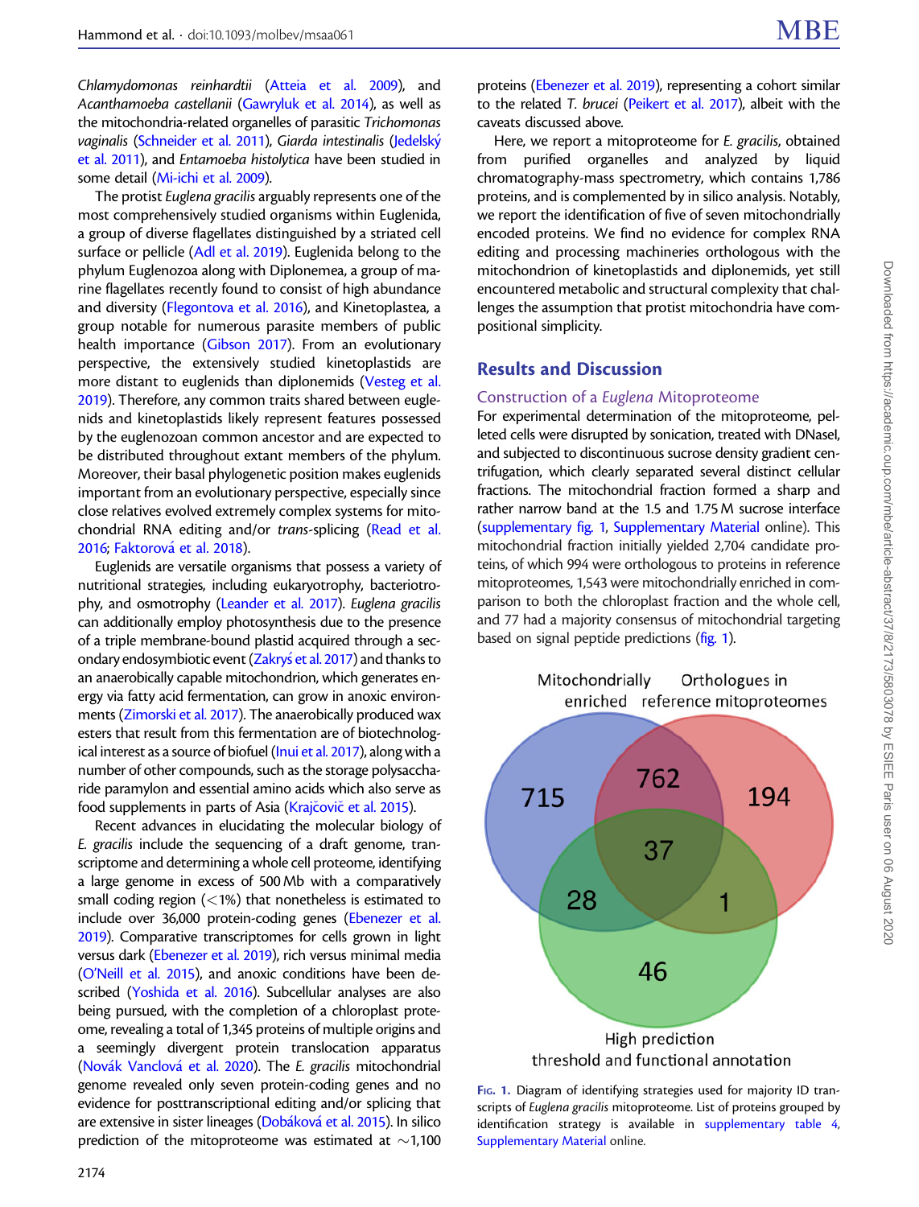*Chlamydomonas reinhardtii* (Atteia et al. 2009), and *Acanthamoeba castellanii* (Gawryluk et al. 2014), as well as the mitochondria-related organelles of parasitic *Trichomonas vaginalis* (Schneider et al. 2011), *Giardia intestinalis* (Jedelský et al. 2011), and *Entamoeba histolytica* have been studied in some detail (Mi-ichi et al. 2009).

The protist *Euglena gracilis* arguably represents one of the most comprehensively studied organisms within Euglenida, a group of diverse flagellates distinguished by a striated cell surface or pellicle (Adl et al. 2019). Euglenida belong to the phylum Euglenozoa along with Diplonemea, a group of marine flagellates recently found to consist of high abundance and diversity (Flegontova et al. 2016), and Kinetoplastea, a group notable for numerous parasite members of public health importance (Gibson 2017). From an evolutionary perspective, the extensively studied kinetoplastids are more distant to euglenids than diplonemids (Vesteg et al. 2019). Therefore, any common traits shared between euglenids and kinetoplastids likely represent features possessed by the euglenozoan common ancestor and are expected to be distributed throughout extant members of the phylum. Moreover, their basal phylogenetic position makes euglenids important from an evolutionary perspective, especially since close relatives evolved extremely complex systems for mitochondrial RNA editing and/or *trans*-splicing (Read et al. 2016; Faktorová et al. 2018).

Euglenids are versatile organisms that possess a variety of nutritional strategies, including eukaryotrophy, bacteriotrophy, and osmotrophy (Leander et al. 2017). *Euglena gracilis* can additionally employ photosynthesis due to the presence of a triple membrane-bound plastid acquired through a secondary endosymbiotic event (Zakryś et al. 2017) and thanks to an anaerobically capable mitochondrion, which generates energy via fatty acid fermentation, can grow in anoxic environments (Zimorski et al. 2017). The anaerobically produced wax esters that result from this fermentation are of biotechnological interest as a source of biofuel (Inui et al. 2017), along with a number of other compounds, such as the storage polysaccharide paramylon and essential amino acids which also serve as food supplements in parts of Asia (Krajčovič et al. 2015).

Recent advances in elucidating the molecular biology of *E. gracilis* include the sequencing of a draft genome, transcriptome and determining a whole cell proteome, identifying a large genome in excess of 500 Mb with a comparatively small coding region (<1%) that nonetheless is estimated to include over 36,000 protein-coding genes (Ebenezer et al. 2019). Comparative transcriptomes for cells grown in light versus dark (Ebenezer et al. 2019), rich versus minimal media (O'Neill et al. 2015), and anoxic conditions have been described (Yoshida et al. 2016). Subcellular analyses are also being pursued, with the completion of a chloroplast proteome, revealing a total of 1,345 proteins of multiple origins and a seemingly divergent protein translocation apparatus (Novák Vanclová et al. 2020). The *E. gracilis* mitochondrial genome revealed only seven protein-coding genes and no evidence for posttranscriptional editing and/or splicing that are extensive in sister lineages (Dobáková et al. 2015). In silico prediction of the mitoproteome was estimated at ~1,100 proteins (Ebenezer et al. 2019), representing a cohort similar to the related *T. brucei* (Peikert et al. 2017), albeit with the caveats discussed above.

Here, we report a mitoproteome for *E. gracilis*, obtained from purified organelles and analyzed by liquid chromatography-mass spectrometry, which contains 1,786 proteins, and is complemented by in silico analysis. Notably, we report the identification of five of seven mitochondrially encoded proteins. We find no evidence for complex RNA editing and processing machineries orthologous with the mitochondrion of kinetoplastids and diplonemids, yet still encountered metabolic and structural complexity that challenges the assumption that protist mitochondria have compositional simplicity.

## Results and Discussion

### Construction of a *Euglena* Mitoproteome

For experimental determination of the mitoproteome, pelleted cells were disrupted by sonication, treated with DNaseI, and subjected to discontinuous sucrose density gradient centrifugation, which clearly separated several distinct cellular fractions. The mitochondrial fraction formed a sharp and rather narrow band at the 1.5 and 1.75 M sucrose interface (supplementary fig. 1, Supplementary Material online). This mitochondrial fraction initially yielded 2,704 candidate proteins, of which 994 were orthologous to proteins in reference mitoproteomes, 1,543 were mitochondrially enriched in comparison to both the chloroplast fraction and the whole cell, and 77 had a majority consensus of mitochondrial targeting based on signal peptide predictions (fig. 1).

Fig. 1. Diagram of identifying strategies used for majority ID transcripts of *Euglena gracilis* mitoproteome. List of proteins grouped by identification strategy is available in supplementary table 4, Supplementary Material online.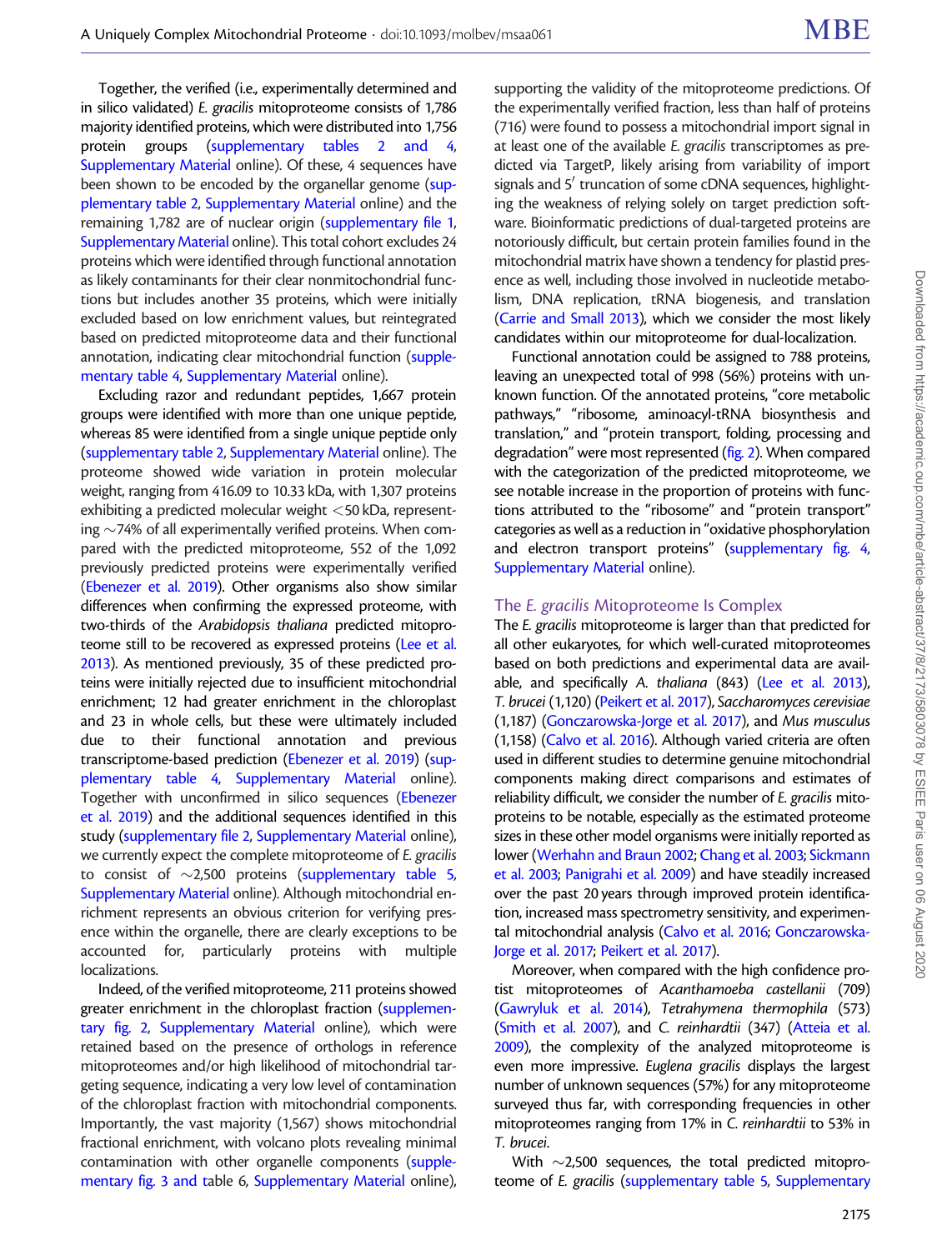Together, the verified (i.e., experimentally determined and in silico validated) *E. gracilis* mitoproteome consists of 1,786 majority identified proteins, which were distributed into 1,756 protein groups (supplementary tables 2 and 4, Supplementary Material online). Of these, 4 sequences have been shown to be encoded by the organellar genome (supplementary table 2, Supplementary Material online) and the remaining 1,782 are of nuclear origin (supplementary file 1, Supplementary Material online). This total cohort excludes 24 proteins which were identified through functional annotation as likely contaminants for their clear nonmitochondrial functions but includes another 35 proteins, which were initially excluded based on low enrichment values, but reintegrated based on predicted mitoproteome data and their functional annotation, indicating clear mitochondrial function (supplementary table 4, Supplementary Material online).

Excluding razor and redundant peptides, 1,667 protein groups were identified with more than one unique peptide, whereas 85 were identified from a single unique peptide only (supplementary table 2, Supplementary Material online). The proteome showed wide variation in protein molecular weight, ranging from 416.09 to 10.33 kDa, with 1,307 proteins exhibiting a predicted molecular weight <50 kDa, representing ~74% of all experimentally verified proteins. When compared with the predicted mitoproteome, 552 of the 1,092 previously predicted proteins were experimentally verified (Ebenezer et al. 2019). Other organisms also show similar differences when confirming the expressed proteome, with two-thirds of the *Arabidopsis thaliana* predicted mitoproteome still to be recovered as expressed proteins (Lee et al. 2013). As mentioned previously, 35 of these predicted proteins were initially rejected due to insufficient mitochondrial enrichment; 12 had greater enrichment in the chloroplast and 23 in whole cells, but these were ultimately included due to their functional annotation and previous transcriptome-based prediction (Ebenezer et al. 2019) (supplementary table 4, Supplementary Material online). Together with unconfirmed in silico sequences (Ebenezer et al. 2019) and the additional sequences identified in this study (supplementary file 2, Supplementary Material online), we currently expect the complete mitoproteome of *E. gracilis* to consist of ~2,500 proteins (supplementary table 5, Supplementary Material online). Although mitochondrial enrichment represents an obvious criterion for verifying presence within the organelle, there are clearly exceptions to be accounted for, particularly proteins with multiple localizations.

Indeed, of the verified mitoproteome, 211 proteins showed greater enrichment in the chloroplast fraction (supplementary fig. 2, Supplementary Material online), which were retained based on the presence of orthologs in reference mitoproteomes and/or high likelihood of mitochondrial targeting sequence, indicating a very low level of contamination of the chloroplast fraction with mitochondrial components. Importantly, the vast majority (1,567) shows mitochondrial fractional enrichment, with volcano plots revealing minimal contamination with other organelle components (supplementary fig. 3 and table 6, Supplementary Material online), supporting the validity of the mitoproteome predictions. Of the experimentally verified fraction, less than half of proteins (716) were found to possess a mitochondrial import signal in at least one of the available *E. gracilis* transcriptomes as predicted via TargetP, likely arising from variability of import signals and 5′ truncation of some cDNA sequences, highlighting the weakness of relying solely on target prediction software. Bioinformatic predictions of dual-targeted proteins are notoriously difficult, but certain protein families found in the mitochondrial matrix have shown a tendency for plastid presence as well, including those involved in nucleotide metabolism, DNA replication, tRNA biogenesis, and translation (Carrie and Small 2013), which we consider the most likely candidates within our mitoproteome for dual-localization.

Functional annotation could be assigned to 788 proteins, leaving an unexpected total of 998 (56%) proteins with unknown function. Of the annotated proteins, "core metabolic pathways," "ribosome, aminoacyl-tRNA biosynthesis and translation," and "protein transport, folding, processing and degradation" were most represented (fig. 2). When compared with the categorization of the predicted mitoproteome, we see notable increase in the proportion of proteins with functions attributed to the "ribosome" and "protein transport" categories as well as a reduction in "oxidative phosphorylation and electron transport proteins" (supplementary fig. 4, Supplementary Material online).

## The *E. gracilis* Mitoproteome Is Complex

The *E. gracilis* mitoproteome is larger than that predicted for all other eukaryotes, for which well-curated mitoproteomes based on both predictions and experimental data are available, and specifically *A. thaliana* (843) (Lee et al. 2013), *T. brucei* (1,120) (Peikert et al. 2017), *Saccharomyces cerevisiae* (1,187) (Gonczarowska-Jorge et al. 2017), and *Mus musculus* (1,158) (Calvo et al. 2016). Although varied criteria are often used in different studies to determine genuine mitochondrial components making direct comparisons and estimates of reliability difficult, we consider the number of *E. gracilis* mitoproteins to be notable, especially as the estimated proteome sizes in these other model organisms were initially reported as lower (Werhahn and Braun 2002; Chang et al. 2003; Sickmann et al. 2003; Panigrahi et al. 2009) and have steadily increased over the past 20 years through improved protein identification, increased mass spectrometry sensitivity, and experimental mitochondrial analysis (Calvo et al. 2016; Gonczarowska-Jorge et al. 2017; Peikert et al. 2017).

Moreover, when compared with the high confidence protist mitoproteomes of *Acanthamoeba castellanii* (709) (Gawryluk et al. 2014), *Tetrahymena thermophila* (573) (Smith et al. 2007), and *C. reinhardtii* (347) (Atteia et al. 2009), the complexity of the analyzed mitoproteome is even more impressive. *Euglena gracilis* displays the largest number of unknown sequences (57%) for any mitoproteome surveyed thus far, with corresponding frequencies in other mitoproteomes ranging from 17% in *C. reinhardtii* to 53% in *T. brucei*.

With ~2,500 sequences, the total predicted mitoproteome of *E. gracilis* (supplementary table 5, Supplementary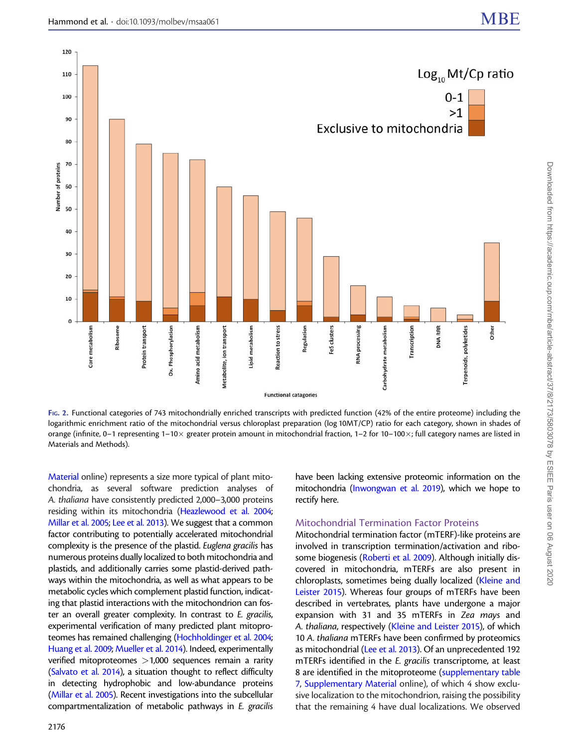Fig. 2. Functional categories of 743 mitochondrially enriched transcripts with predicted function (42% of the entire proteome) including the logarithmic enrichment ratio of the mitochondrial versus chloroplast preparation (log 10MT/CP) ratio for each category, shown in shades of orange (infinite, 0–1 representing 1–10× greater protein amount in mitochondrial fraction, 1–2 for 10–100×; full category names are listed in Materials and Methods).

Material online) represents a size more typical of plant mitochondria, as several software prediction analyses of *A. thaliana* have consistently predicted 2,000–3,000 proteins residing within its mitochondria (Heazlewood et al. 2004; Millar et al. 2005; Lee et al. 2013). We suggest that a common factor contributing to potentially accelerated mitochondrial complexity is the presence of the plastid. *Euglena gracilis* has numerous proteins dually localized to both mitochondria and plastids, and additionally carries some plastid-derived pathways within the mitochondria, as well as what appears to be metabolic cycles which complement plastid function, indicating that plastid interactions with the mitochondrion can foster an overall greater complexity. In contrast to *E. gracilis*, experimental verification of many predicted plant mitoproteomes has remained challenging (Hochholdinger et al. 2004; Huang et al. 2009; Mueller et al. 2014). Indeed, experimentally verified mitoproteomes >1,000 sequences remain a rarity (Salvato et al. 2014), a situation thought to reflect difficulty in detecting hydrophobic and low-abundance proteins (Millar et al. 2005). Recent investigations into the subcellular compartmentalization of metabolic pathways in *E. gracilis* have been lacking extensive proteomic information on the mitochondria (Inwongwan et al. 2019), which we hope to rectify here.

## Mitochondrial Termination Factor Proteins

Mitochondrial termination factor (mTERF)-like proteins are involved in transcription termination/activation and ribosome biogenesis (Roberti et al. 2009). Although initially discovered in mitochondria, mTERFs are also present in chloroplasts, sometimes being dually localized (Kleine and Leister 2015). Whereas four groups of mTERFs have been described in vertebrates, plants have undergone a major expansion with 31 and 35 mTERFs in *Zea mays* and *A. thaliana*, respectively (Kleine and Leister 2015), of which 10 *A. thaliana* mTERFs have been confirmed by proteomics as mitochondrial (Lee et al. 2013). Of an unprecedented 192 mTERFs identified in the *E. gracilis* transcriptome, at least 8 are identified in the mitoproteome (supplementary table 7, Supplementary Material online), of which 4 show exclusive localization to the mitochondrion, raising the possibility that the remaining 4 have dual localizations. We observed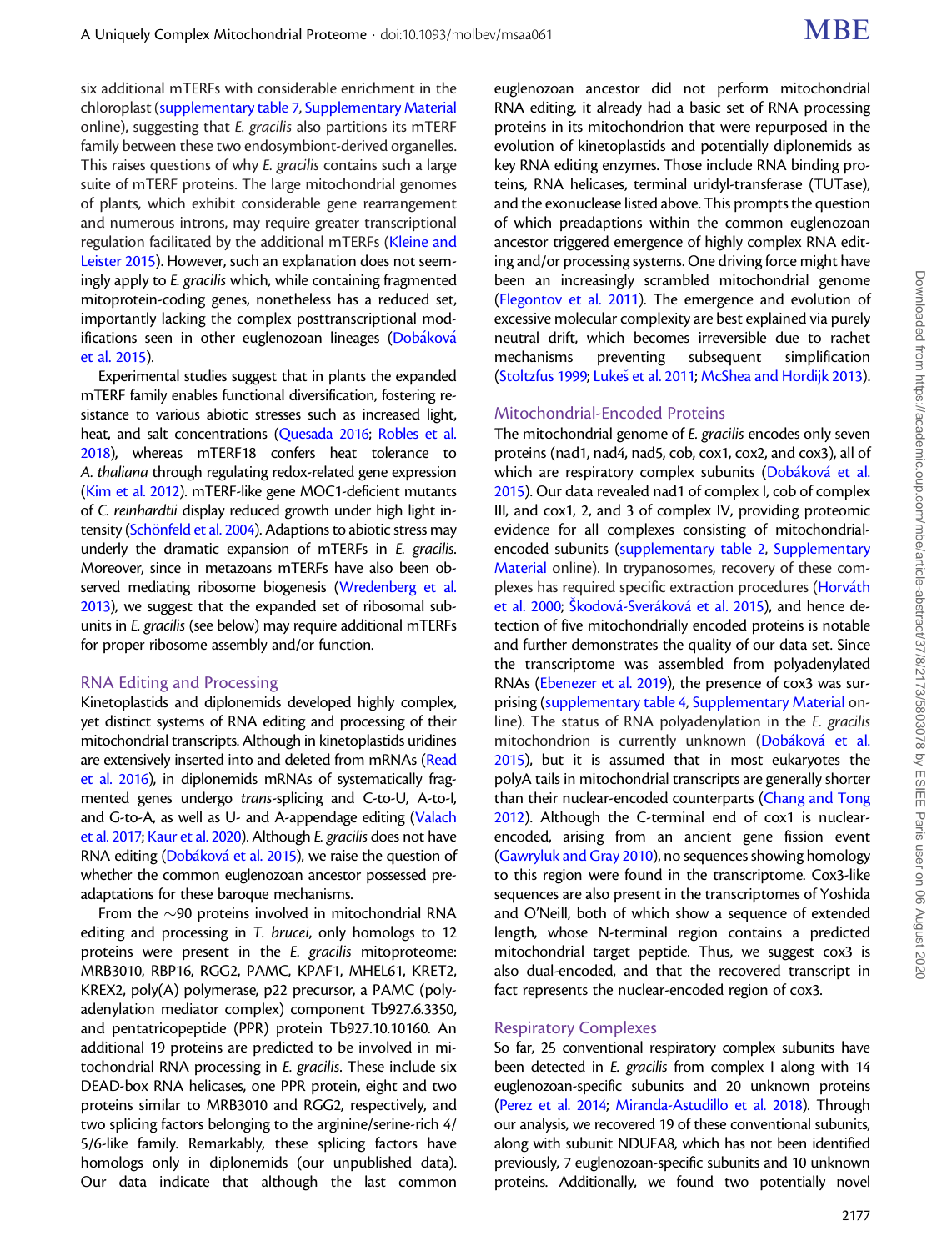six additional mTERFs with considerable enrichment in the chloroplast (supplementary table 7, Supplementary Material online), suggesting that *E. gracilis* also partitions its mTERF family between these two endosymbiont-derived organelles. This raises questions of why *E. gracilis* contains such a large suite of mTERF proteins. The large mitochondrial genomes of plants, which exhibit considerable gene rearrangement and numerous introns, may require greater transcriptional regulation facilitated by the additional mTERFs (Kleine and Leister 2015). However, such an explanation does not seemingly apply to *E. gracilis* which, while containing fragmented mitoprotein-coding genes, nonetheless has a reduced set, importantly lacking the complex posttranscriptional modifications seen in other euglenozoan lineages (Dobáková et al. 2015).

Experimental studies suggest that in plants the expanded mTERF family enables functional diversification, fostering resistance to various abiotic stresses such as increased light, heat, and salt concentrations (Quesada 2016; Robles et al. 2018), whereas mTERF18 confers heat tolerance to *A. thaliana* through regulating redox-related gene expression (Kim et al. 2012). mTERF-like gene MOC1-deficient mutants of *C. reinhardtii* display reduced growth under high light intensity (Schönfeld et al. 2004). Adaptions to abiotic stress may underly the dramatic expansion of mTERFs in *E. gracilis*. Moreover, since in metazoans mTERFs have also been observed mediating ribosome biogenesis (Wredenberg et al. 2013), we suggest that the expanded set of ribosomal subunits in *E. gracilis* (see below) may require additional mTERFs for proper ribosome assembly and/or function.

## RNA Editing and Processing

Kinetoplastids and diplonemids developed highly complex, yet distinct systems of RNA editing and processing of their mitochondrial transcripts. Although in kinetoplastids uridines are extensively inserted into and deleted from mRNAs (Read et al. 2016), in diplonemids mRNAs of systematically fragmented genes undergo *trans*-splicing and C-to-U, A-to-I, and G-to-A, as well as U- and A-appendage editing (Valach et al. 2017; Kaur et al. 2020). Although *E. gracilis* does not have RNA editing (Dobáková et al. 2015), we raise the question of whether the common euglenozoan ancestor possessed preadaptations for these baroque mechanisms.

From the ~90 proteins involved in mitochondrial RNA editing and processing in *T. brucei*, only homologs to 12 proteins were present in the *E. gracilis* mitoproteome: MRB3010, RBP16, RGG2, PAMC, KPAF1, MHEL61, KRET2, KREX2, poly(A) polymerase, p22 precursor, a PAMC (polyadenylation mediator complex) component Tb927.6.3350, and pentatricopeptide (PPR) protein Tb927.10.10160. An additional 19 proteins are predicted to be involved in mitochondrial RNA processing in *E. gracilis*. These include six DEAD-box RNA helicases, one PPR protein, eight and two proteins similar to MRB3010 and RGG2, respectively, and two splicing factors belonging to the arginine/serine-rich 4/5/6-like family. Remarkably, these splicing factors have homologs only in diplonemids (our unpublished data). Our data indicate that although the last common euglenozoan ancestor did not perform mitochondrial RNA editing, it already had a basic set of RNA processing proteins in its mitochondrion that were repurposed in the evolution of kinetoplastids and potentially diplonemids as key RNA editing enzymes. Those include RNA binding proteins, RNA helicases, terminal uridyl-transferase (TUTase), and the exonuclease listed above. This prompts the question of which preadaptions within the common euglenozoan ancestor triggered emergence of highly complex RNA editing and/or processing systems. One driving force might have been an increasingly scrambled mitochondrial genome (Flegontov et al. 2011). The emergence and evolution of excessive molecular complexity are best explained via purely neutral drift, which becomes irreversible due to rachet mechanisms preventing subsequent simplification (Stoltzfus 1999; Lukeš et al. 2011; McShea and Hordijk 2013).

## Mitochondrial-Encoded Proteins

The mitochondrial genome of *E. gracilis* encodes only seven proteins (nad1, nad4, nad5, cob, cox1, cox2, and cox3), all of which are respiratory complex subunits (Dobáková et al. 2015). Our data revealed nad1 of complex I, cob of complex III, and cox1, 2, and 3 of complex IV, providing proteomic evidence for all complexes consisting of mitochondrial-encoded subunits (supplementary table 2, Supplementary Material online). In trypanosomes, recovery of these complexes has required specific extraction procedures (Horváth et al. 2000; Škodová-Sveráková et al. 2015), and hence detection of five mitochondrially encoded proteins is notable and further demonstrates the quality of our data set. Since the transcriptome was assembled from polyadenylated RNAs (Ebenezer et al. 2019), the presence of cox3 was surprising (supplementary table 4, Supplementary Material online). The status of RNA polyadenylation in the *E. gracilis* mitochondrion is currently unknown (Dobáková et al. 2015), but it is assumed that in most eukaryotes the polyA tails in mitochondrial transcripts are generally shorter than their nuclear-encoded counterparts (Chang and Tong 2012). Although the C-terminal end of cox1 is nuclear-encoded, arising from an ancient gene fission event (Gawryluk and Gray 2010), no sequences showing homology to this region were found in the transcriptome. Cox3-like sequences are also present in the transcriptomes of Yoshida and O'Neill, both of which show a sequence of extended length, whose N-terminal region contains a predicted mitochondrial target peptide. Thus, we suggest cox3 is also dual-encoded, and that the recovered transcript in fact represents the nuclear-encoded region of cox3.

## Respiratory Complexes

So far, 25 conventional respiratory complex subunits have been detected in *E. gracilis* from complex I along with 14 euglenozoan-specific subunits and 20 unknown proteins (Perez et al. 2014; Miranda-Astudillo et al. 2018). Through our analysis, we recovered 19 of these conventional subunits, along with subunit NDUFA8, which has not been identified previously, 7 euglenozoan-specific subunits and 10 unknown proteins. Additionally, we found two potentially novel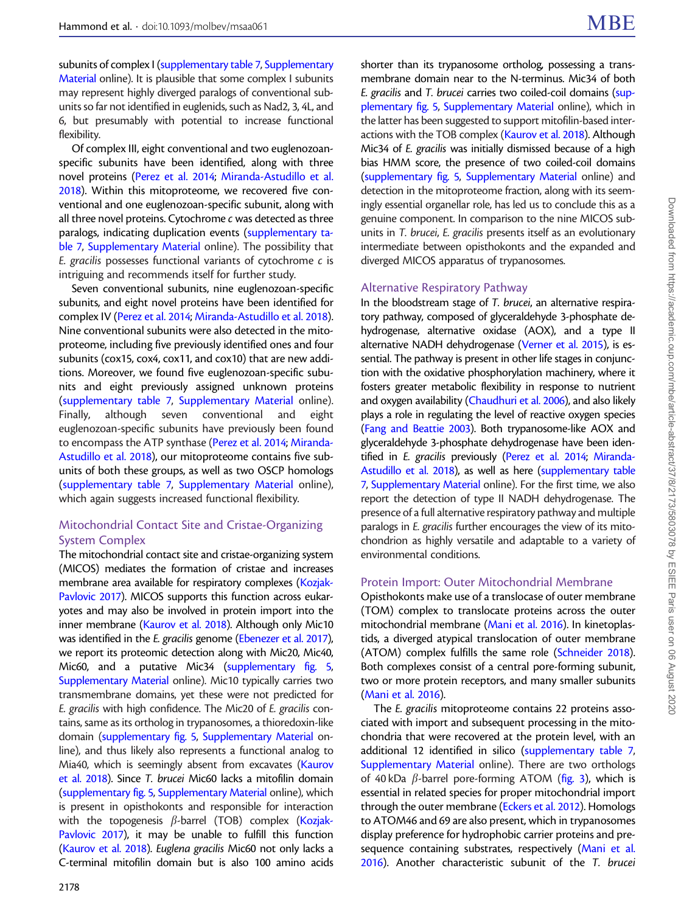subunits of complex I (supplementary table 7, Supplementary Material online). It is plausible that some complex I subunits may represent highly diverged paralogs of conventional subunits so far not identified in euglenids, such as Nad2, 3, 4L, and 6, but presumably with potential to increase functional flexibility.

Of complex III, eight conventional and two euglenozoan-specific subunits have been identified, along with three novel proteins (Perez et al. 2014; Miranda-Astudillo et al. 2018). Within this mitoproteome, we recovered five conventional and one euglenozoan-specific subunit, along with all three novel proteins. Cytochrome *c* was detected as three paralogs, indicating duplication events (supplementary table 7, Supplementary Material online). The possibility that *E. gracilis* possesses functional variants of cytochrome *c* is intriguing and recommends itself for further study.

Seven conventional subunits, nine euglenozoan-specific subunits, and eight novel proteins have been identified for complex IV (Perez et al. 2014; Miranda-Astudillo et al. 2018). Nine conventional subunits were also detected in the mitoproteome, including five previously identified ones and four subunits (cox15, cox4, cox11, and cox10) that are new additions. Moreover, we found five euglenozoan-specific subunits and eight previously assigned unknown proteins (supplementary table 7, Supplementary Material online). Finally, although seven conventional and eight euglenozoan-specific subunits have previously been found to encompass the ATP synthase (Perez et al. 2014; Miranda-Astudillo et al. 2018), our mitoproteome contains five subunits of both these groups, as well as two OSCP homologs (supplementary table 7, Supplementary Material online), which again suggests increased functional flexibility.

## Mitochondrial Contact Site and Cristae-Organizing System Complex

The mitochondrial contact site and cristae-organizing system (MICOS) mediates the formation of cristae and increases membrane area available for respiratory complexes (Kozjak-Pavlovic 2017). MICOS supports this function across eukaryotes and may also be involved in protein import into the inner membrane (Kaurov et al. 2018). Although only Mic10 was identified in the *E. gracilis* genome (Ebenezer et al. 2017), we report its proteomic detection along with Mic20, Mic40, Mic60, and a putative Mic34 (supplementary fig. 5, Supplementary Material online). Mic10 typically carries two transmembrane domains, yet these were not predicted for *E. gracilis* with high confidence. The Mic20 of *E. gracilis* contains, same as its ortholog in trypanosomes, a thioredoxin-like domain (supplementary fig. 5, Supplementary Material online), and thus likely also represents a functional analog to Mia40, which is seemingly absent from excavates (Kaurov et al. 2018). Since *T. brucei* Mic60 lacks a mitofilin domain (supplementary fig. 5, Supplementary Material online), which is present in opisthokonts and responsible for interaction with the topogenesis $\beta$-barrel (TOB) complex (Kozjak-Pavlovic 2017), it may be unable to fulfill this function (Kaurov et al. 2018). *Euglena gracilis* Mic60 not only lacks a C-terminal mitofilin domain but is also 100 amino acids shorter than its trypanosome ortholog, possessing a transmembrane domain near to the N-terminus. Mic34 of both *E. gracilis* and *T. brucei* carries two coiled-coil domains (supplementary fig. 5, Supplementary Material online), which in the latter has been suggested to support mitofilin-based interactions with the TOB complex (Kaurov et al. 2018). Although Mic34 of *E. gracilis* was initially dismissed because of a high bias HMM score, the presence of two coiled-coil domains (supplementary fig. 5, Supplementary Material online) and detection in the mitoproteome fraction, along with its seemingly essential organellar role, has led us to conclude this as a genuine component. In comparison to the nine MICOS subunits in *T. brucei*, *E. gracilis* presents itself as an evolutionary intermediate between opisthokonts and the expanded and diverged MICOS apparatus of trypanosomes.

## Alternative Respiratory Pathway

In the bloodstream stage of *T. brucei*, an alternative respiratory pathway, composed of glyceraldehyde 3-phosphate dehydrogenase, alternative oxidase (AOX), and a type II alternative NADH dehydrogenase (Verner et al. 2015), is essential. The pathway is present in other life stages in conjunction with the oxidative phosphorylation machinery, where it fosters greater metabolic flexibility in response to nutrient and oxygen availability (Chaudhuri et al. 2006), and also likely plays a role in regulating the level of reactive oxygen species (Fang and Beattie 2003). Both trypanosome-like AOX and glyceraldehyde 3-phosphate dehydrogenase have been identified in *E. gracilis* previously (Perez et al. 2014; Miranda-Astudillo et al. 2018), as well as here (supplementary table 7, Supplementary Material online). For the first time, we also report the detection of type II NADH dehydrogenase. The presence of a full alternative respiratory pathway and multiple paralogs in *E. gracilis* further encourages the view of its mitochondrion as highly versatile and adaptable to a variety of environmental conditions.

## Protein Import: Outer Mitochondrial Membrane

Opisthokonts make use of a translocase of outer membrane (TOM) complex to translocate proteins across the outer mitochondrial membrane (Mani et al. 2016). In kinetoplastids, a diverged atypical translocation of outer membrane (ATOM) complex fulfills the same role (Schneider 2018). Both complexes consist of a central pore-forming subunit, two or more protein receptors, and many smaller subunits (Mani et al. 2016).

The *E. gracilis* mitoproteome contains 22 proteins associated with import and subsequent processing in the mitochondria that were recovered at the protein level, with an additional 12 identified in silico (supplementary table 7, Supplementary Material online). There are two orthologs of 40 kDa $\beta$-barrel pore-forming ATOM (fig. 3), which is essential in related species for proper mitochondrial import through the outer membrane (Eckers et al. 2012). Homologs to ATOM46 and 69 are also present, which in trypanosomes display preference for hydrophobic carrier proteins and presequence containing substrates, respectively (Mani et al. 2016). Another characteristic subunit of the *T. brucei*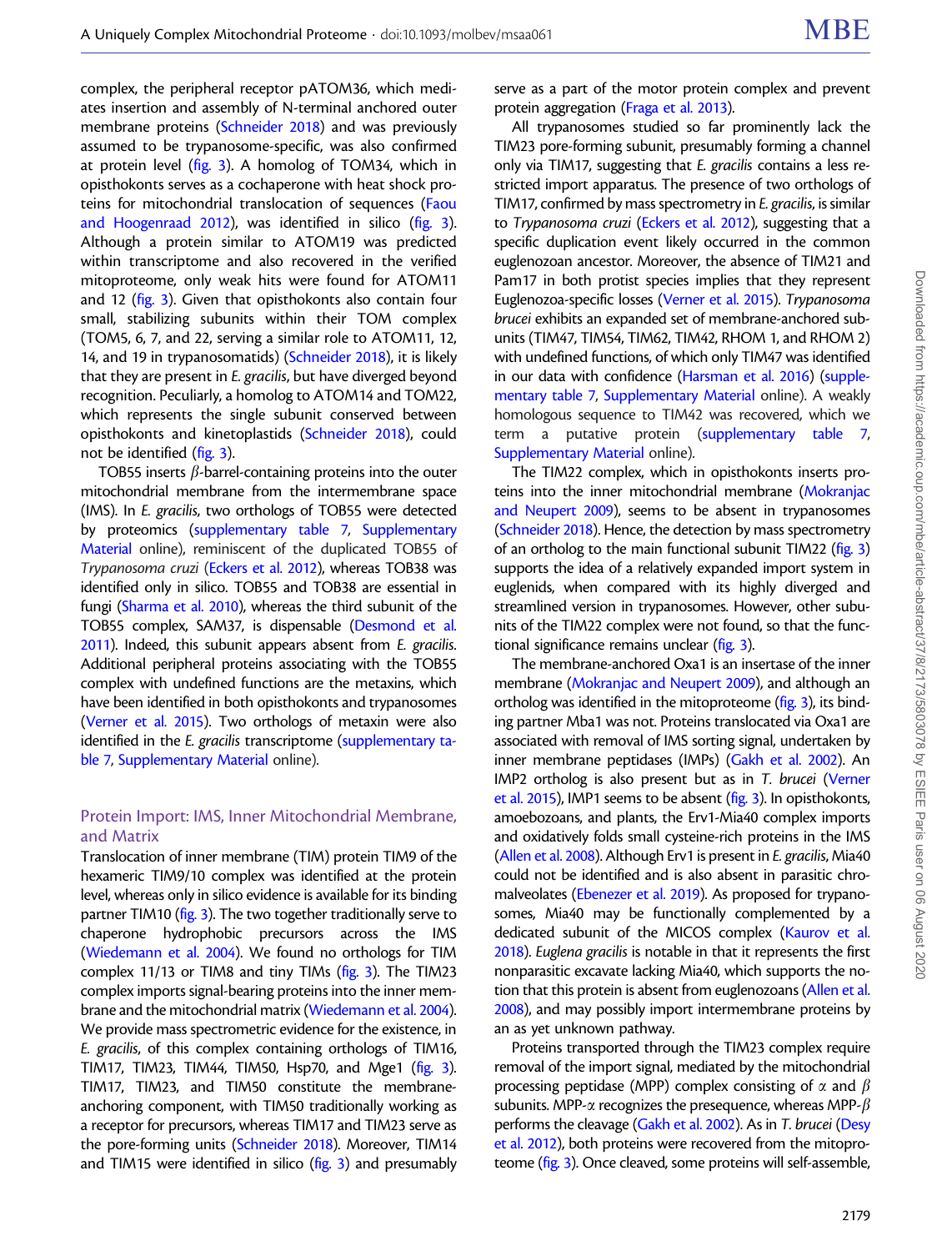complex, the peripheral receptor pATOM36, which mediates insertion and assembly of N-terminal anchored outer membrane proteins (Schneider 2018) and was previously assumed to be trypanosome-specific, was also confirmed at protein level (fig. 3). A homolog of TOM34, which in opisthokonts serves as a cochaperone with heat shock proteins for mitochondrial translocation of sequences (Faou and Hoogenraad 2012), was identified in silico (fig. 3). Although a protein similar to ATOM19 was predicted within transcriptome and also recovered in the verified mitoproteome, only weak hits were found for ATOM11 and 12 (fig. 3). Given that opisthokonts also contain four small, stabilizing subunits within their TOM complex (TOM5, 6, 7, and 22, serving a similar role to ATOM11, 12, 14, and 19 in trypanosomatids) (Schneider 2018), it is likely that they are present in *E. gracilis*, but have diverged beyond recognition. Peculiarly, a homolog to ATOM14 and TOM22, which represents the single subunit conserved between opisthokonts and kinetoplastids (Schneider 2018), could not be identified (fig. 3).

TOB55 inserts β-barrel-containing proteins into the outer mitochondrial membrane from the intermembrane space (IMS). In *E. gracilis*, two orthologs of TOB55 were detected by proteomics (supplementary table 7, Supplementary Material online), reminiscent of the duplicated TOB55 of *Trypanosoma cruzi* (Eckers et al. 2012), whereas TOB38 was identified only in silico. TOB55 and TOB38 are essential in fungi (Sharma et al. 2010), whereas the third subunit of the TOB55 complex, SAM37, is dispensable (Desmond et al. 2011). Indeed, this subunit appears absent from *E. gracilis*. Additional peripheral proteins associating with the TOB55 complex with undefined functions are the metaxins, which have been identified in both opisthokonts and trypanosomes (Verner et al. 2015). Two orthologs of metaxin were also identified in the *E. gracilis* transcriptome (supplementary table 7, Supplementary Material online).

### Protein Import: IMS, Inner Mitochondrial Membrane, and Matrix

Translocation of inner membrane (TIM) protein TIM9 of the hexameric TIM9/10 complex was identified at the protein level, whereas only in silico evidence is available for its binding partner TIM10 (fig. 3). The two together traditionally serve to chaperone hydrophobic precursors across the IMS (Wiedemann et al. 2004). We found no orthologs for TIM complex 11/13 or TIM8 and tiny TIMs (fig. 3). The TIM23 complex imports signal-bearing proteins into the inner membrane and the mitochondrial matrix (Wiedemann et al. 2004). We provide mass spectrometric evidence for the existence, in *E. gracilis*, of this complex containing orthologs of TIM16, TIM17, TIM23, TIM44, TIM50, Hsp70, and Mge1 (fig. 3). TIM17, TIM23, and TIM50 constitute the membrane-anchoring component, with TIM50 traditionally working as a receptor for precursors, whereas TIM17 and TIM23 serve as the pore-forming units (Schneider 2018). Moreover, TIM14 and TIM15 were identified in silico (fig. 3) and presumably serve as a part of the motor protein complex and prevent protein aggregation (Fraga et al. 2013).

All trypanosomes studied so far prominently lack the TIM23 pore-forming subunit, presumably forming a channel only via TIM17, suggesting that *E. gracilis* contains a less restricted import apparatus. The presence of two orthologs of TIM17, confirmed by mass spectrometry in *E. gracilis*, is similar to *Trypanosoma cruzi* (Eckers et al. 2012), suggesting that a specific duplication event likely occurred in the common euglenozoan ancestor. Moreover, the absence of TIM21 and Pam17 in both protist species implies that they represent Euglenozoa-specific losses (Verner et al. 2015). *Trypanosoma brucei* exhibits an expanded set of membrane-anchored subunits (TIM47, TIM54, TIM62, TIM42, RHOM 1, and RHOM 2) with undefined functions, of which only TIM47 was identified in our data with confidence (Harsman et al. 2016) (supplementary table 7, Supplementary Material online). A weakly homologous sequence to TIM42 was recovered, which we term a putative protein (supplementary table 7, Supplementary Material online).

The TIM22 complex, which in opisthokonts inserts proteins into the inner mitochondrial membrane (Mokranjac and Neupert 2009), seems to be absent in trypanosomes (Schneider 2018). Hence, the detection by mass spectrometry of an ortholog to the main functional subunit TIM22 (fig. 3) supports the idea of a relatively expanded import system in euglenids, when compared with its highly diverged and streamlined version in trypanosomes. However, other subunits of the TIM22 complex were not found, so that the functional significance remains unclear (fig. 3).

The membrane-anchored Oxa1 is an insertase of the inner membrane (Mokranjac and Neupert 2009), and although an ortholog was identified in the mitoproteome (fig. 3), its binding partner Mba1 was not. Proteins translocated via Oxa1 are associated with removal of IMS sorting signal, undertaken by inner membrane peptidases (IMPs) (Gakh et al. 2002). An IMP2 ortholog is also present but as in *T. brucei* (Verner et al. 2015), IMP1 seems to be absent (fig. 3). In opisthokonts, amoebozoans, and plants, the Erv1-Mia40 complex imports and oxidatively folds small cysteine-rich proteins in the IMS (Allen et al. 2008). Although Erv1 is present in *E. gracilis*, Mia40 could not be identified and is also absent in parasitic chromalveolates (Ebenezer et al. 2019). As proposed for trypanosomes, Mia40 may be functionally complemented by a dedicated subunit of the MICOS complex (Kaurov et al. 2018). *Euglena gracilis* is notable in that it represents the first nonparasitic excavate lacking Mia40, which supports the notion that this protein is absent from euglenozoans (Allen et al. 2008), and may possibly import intermembrane proteins by an as yet unknown pathway.

Proteins transported through the TIM23 complex require removal of the import signal, mediated by the mitochondrial processing peptidase (MPP) complex consisting of α and β subunits. MPP-α recognizes the presequence, whereas MPP-β performs the cleavage (Gakh et al. 2002). As in *T. brucei* (Desy et al. 2012), both proteins were recovered from the mitoproteome (fig. 3). Once cleaved, some proteins will self-assemble,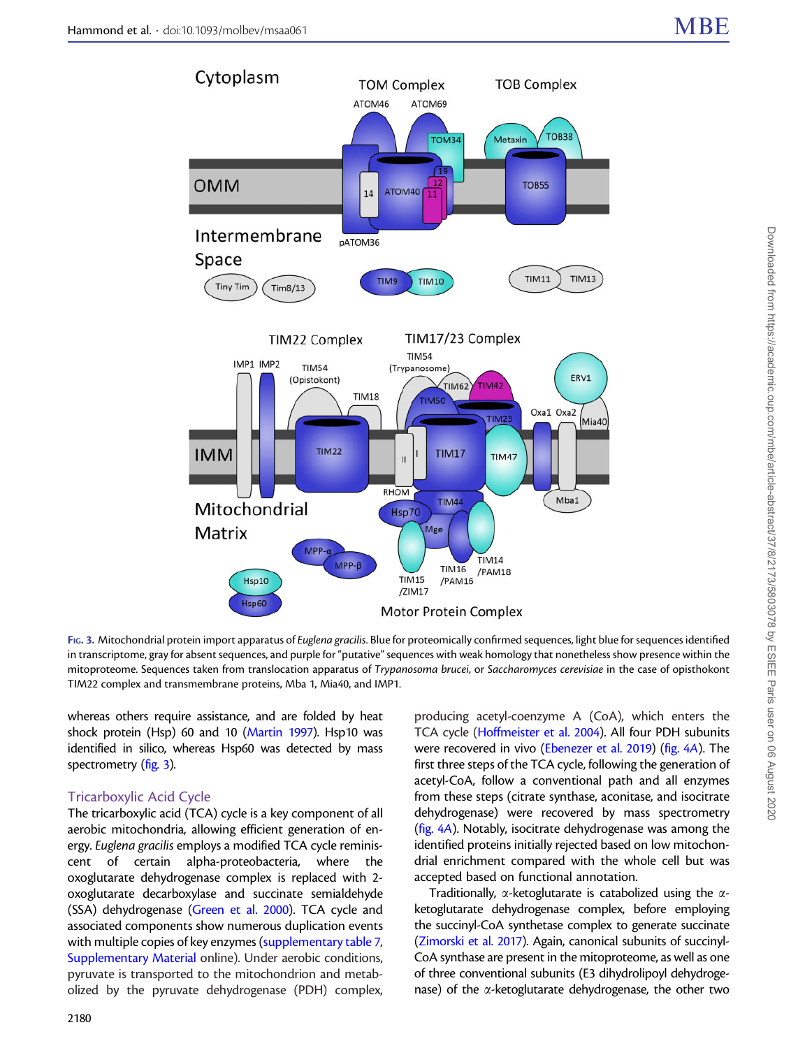Fig. 3. Mitochondrial protein import apparatus of *Euglena gracilis*. Blue for proteomically confirmed sequences, light blue for sequences identified in transcriptome, gray for absent sequences, and purple for "putative" sequences with weak homology that nonetheless show presence within the mitoproteome. Sequences taken from translocation apparatus of *Trypanosoma brucei*, or *Saccharomyces cerevisiae* in the case of opisthokont TIM22 complex and transmembrane proteins, Mba 1, Mia40, and IMP1.

whereas others require assistance, and are folded by heat shock protein (Hsp) 60 and 10 (Martin 1997). Hsp10 was identified in silico, whereas Hsp60 was detected by mass spectrometry (fig. 3).

### Tricarboxylic Acid Cycle

The tricarboxylic acid (TCA) cycle is a key component of all aerobic mitochondria, allowing efficient generation of energy. *Euglena gracilis* employs a modified TCA cycle reminiscent of certain alpha-proteobacteria, where the oxoglutarate dehydrogenase complex is replaced with 2-oxoglutarate decarboxylase and succinate semialdehyde (SSA) dehydrogenase (Green et al. 2000). TCA cycle and associated components show numerous duplication events with multiple copies of key enzymes (supplementary table 7, Supplementary Material online). Under aerobic conditions, pyruvate is transported to the mitochondrion and metabolized by the pyruvate dehydrogenase (PDH) complex, producing acetyl-coenzyme A (CoA), which enters the TCA cycle (Hoffmeister et al. 2004). All four PDH subunits were recovered in vivo (Ebenezer et al. 2019) (fig. 4A). The first three steps of the TCA cycle, following the generation of acetyl-CoA, follow a conventional path and all enzymes from these steps (citrate synthase, aconitase, and isocitrate dehydrogenase) were recovered by mass spectrometry (fig. 4A). Notably, isocitrate dehydrogenase was among the identified proteins initially rejected based on low mitochondrial enrichment compared with the whole cell but was accepted based on functional annotation.

Traditionally, α-ketoglutarate is catabolized using the α-ketoglutarate dehydrogenase complex, before employing the succinyl-CoA synthetase complex to generate succinate (Zimorski et al. 2017). Again, canonical subunits of succinyl-CoA synthase are present in the mitoproteome, as well as one of three conventional subunits (E3 dihydrolipoyl dehydrogenase) of the α-ketoglutarate dehydrogenase, the other two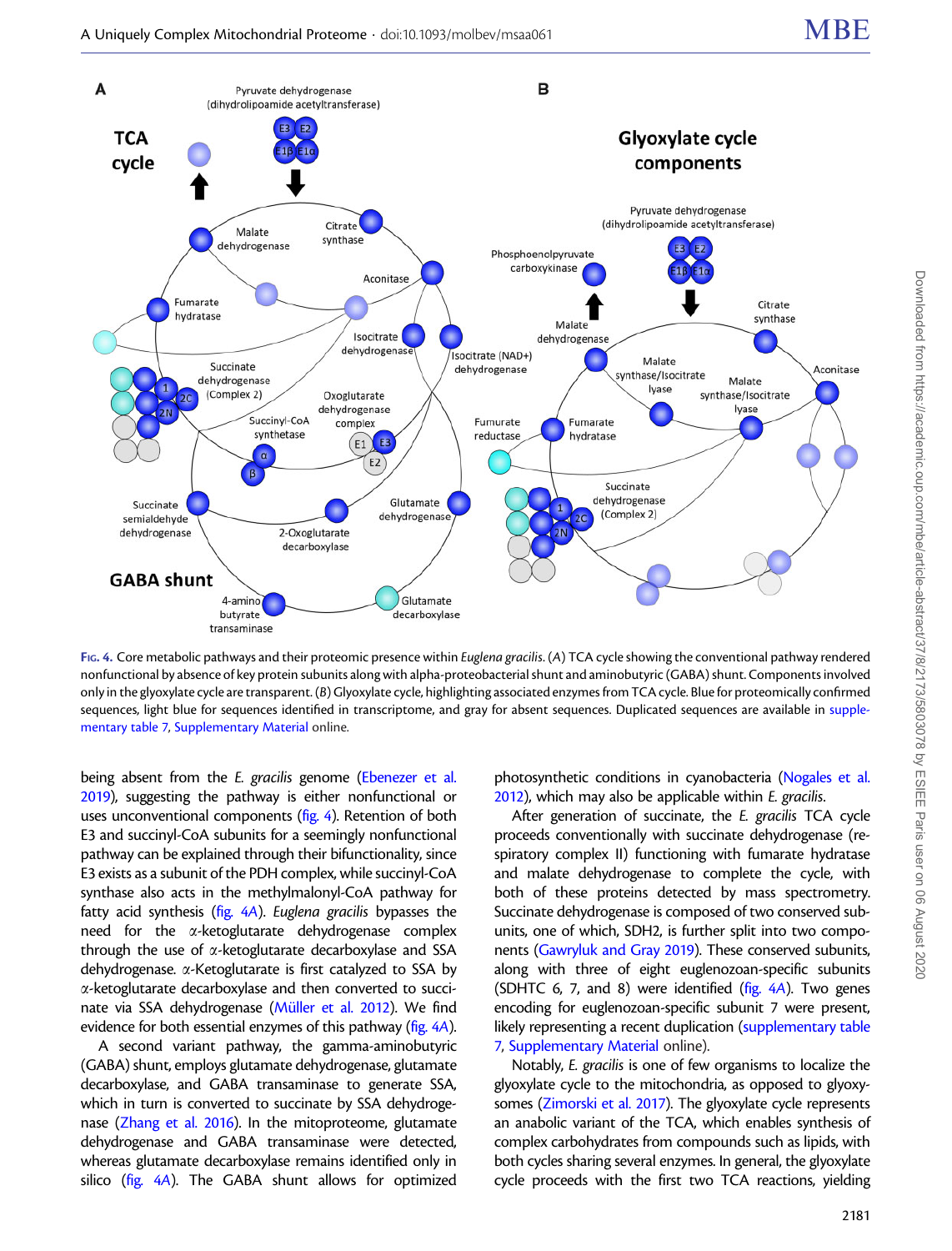**Fig. 4.** Core metabolic pathways and their proteomic presence within *Euglena gracilis*. (*A*) TCA cycle showing the conventional pathway rendered nonfunctional by absence of key protein subunits along with alpha-proteobacterial shunt and aminobutyric (GABA) shunt. Components involved only in the glyoxylate cycle are transparent. (*B*) Glyoxylate cycle, highlighting associated enzymes from TCA cycle. Blue for proteomically confirmed sequences, light blue for sequences identified in transcriptome, and gray for absent sequences. Duplicated sequences are available in supplementary table 7, Supplementary Material online.

being absent from the *E. gracilis* genome (Ebenezer et al. 2019), suggesting the pathway is either nonfunctional or uses unconventional components (fig. 4). Retention of both E3 and succinyl-CoA subunits for a seemingly nonfunctional pathway can be explained through their bifunctionality, since E3 exists as a subunit of the PDH complex, while succinyl-CoA synthase also acts in the methylmalonyl-CoA pathway for fatty acid synthesis (fig. 4A). *Euglena gracilis* bypasses the need for the α-ketoglutarate dehydrogenase complex through the use of α-ketoglutarate decarboxylase and SSA dehydrogenase. α-Ketoglutarate is first catalyzed to SSA by α-ketoglutarate decarboxylase and then converted to succinate via SSA dehydrogenase (Müller et al. 2012). We find evidence for both essential enzymes of this pathway (fig. 4A).

A second variant pathway, the gamma-aminobutyric (GABA) shunt, employs glutamate dehydrogenase, glutamate decarboxylase, and GABA transaminase to generate SSA, which in turn is converted to succinate by SSA dehydrogenase (Zhang et al. 2016). In the mitoproteome, glutamate dehydrogenase and GABA transaminase were detected, whereas glutamate decarboxylase remains identified only in silico (fig. 4A). The GABA shunt allows for optimized photosynthetic conditions in cyanobacteria (Nogales et al. 2012), which may also be applicable within *E. gracilis*.

After generation of succinate, the *E. gracilis* TCA cycle proceeds conventionally with succinate dehydrogenase (respiratory complex II) functioning with fumarate hydratase and malate dehydrogenase to complete the cycle, with both of these proteins detected by mass spectrometry. Succinate dehydrogenase is composed of two conserved subunits, one of which, SDH2, is further split into two components (Gawryluk and Gray 2019). These conserved subunits, along with three of eight euglenozoan-specific subunits (SDHTC 6, 7, and 8) were identified (fig. 4A). Two genes encoding for euglenozoan-specific subunit 7 were present, likely representing a recent duplication (supplementary table 7, Supplementary Material online).

Notably, *E. gracilis* is one of few organisms to localize the glyoxylate cycle to the mitochondria, as opposed to glyoxysomes (Zimorski et al. 2017). The glyoxylate cycle represents an anabolic variant of the TCA, which enables synthesis of complex carbohydrates from compounds such as lipids, with both cycles sharing several enzymes. In general, the glyoxylate cycle proceeds with the first two TCA reactions, yielding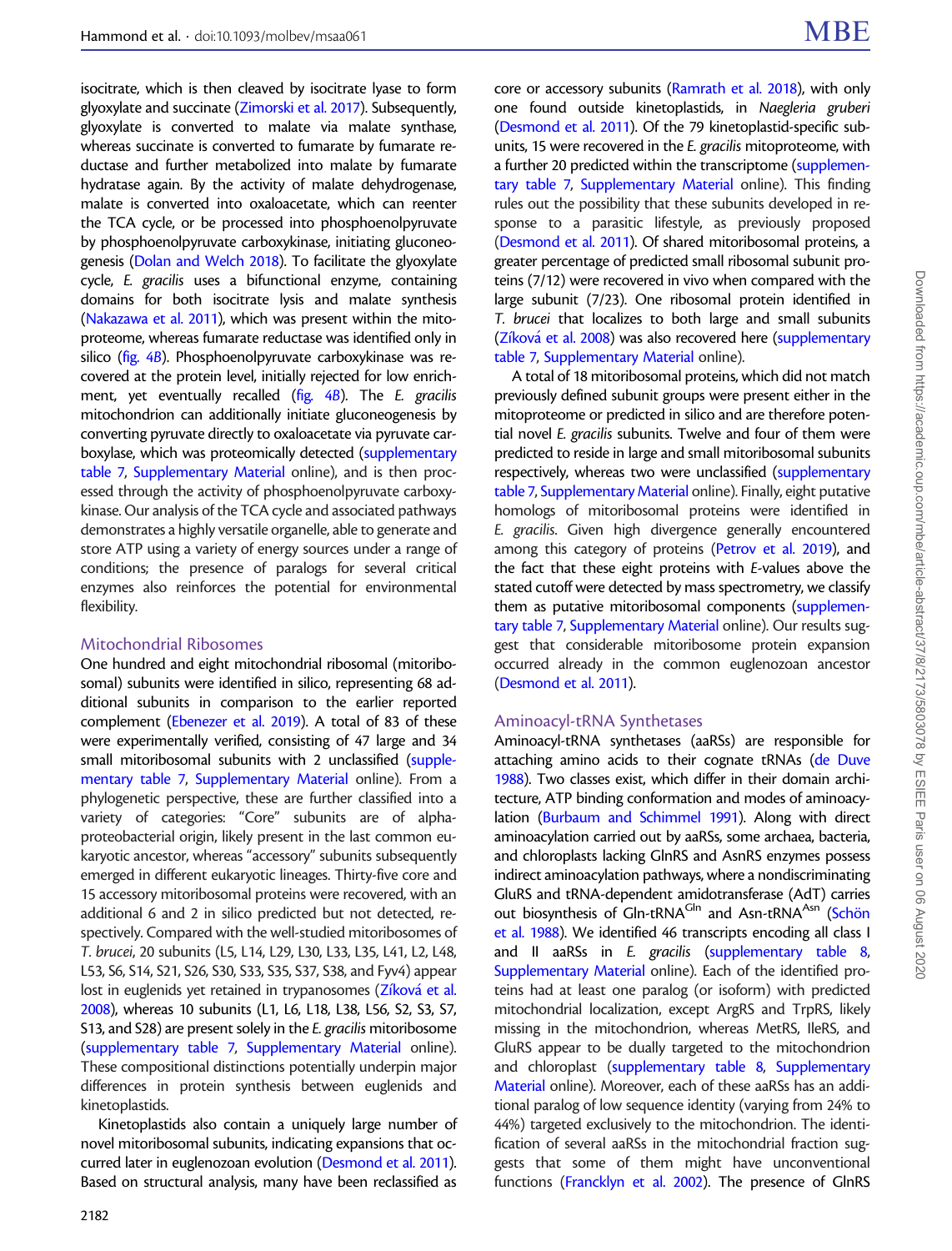isocitrate, which is then cleaved by isocitrate lyase to form glyoxylate and succinate (Zimorski et al. 2017). Subsequently, glyoxylate is converted to malate via malate synthase, whereas succinate is converted to fumarate by fumarate reductase and further metabolized into malate by fumarate hydratase again. By the activity of malate dehydrogenase, malate is converted into oxaloacetate, which can reenter the TCA cycle, or be processed into phosphoenolpyruvate by phosphoenolpyruvate carboxykinase, initiating gluconeogenesis (Dolan and Welch 2018). To facilitate the glyoxylate cycle, *E. gracilis* uses a bifunctional enzyme, containing domains for both isocitrate lysis and malate synthesis (Nakazawa et al. 2011), which was present within the mitoproteome, whereas fumarate reductase was identified only in silico (fig. 4B). Phosphoenolpyruvate carboxykinase was recovered at the protein level, initially rejected for low enrichment, yet eventually recalled (fig. 4B). The *E. gracilis* mitochondrion can additionally initiate gluconeogenesis by converting pyruvate directly to oxaloacetate via pyruvate carboxylase, which was proteomically detected (supplementary table 7, Supplementary Material online), and is then processed through the activity of phosphoenolpyruvate carboxykinase. Our analysis of the TCA cycle and associated pathways demonstrates a highly versatile organelle, able to generate and store ATP using a variety of energy sources under a range of conditions; the presence of paralogs for several critical enzymes also reinforces the potential for environmental flexibility.

## Mitochondrial Ribosomes

One hundred and eight mitochondrial ribosomal (mitoribosomal) subunits were identified in silico, representing 68 additional subunits in comparison to the earlier reported complement (Ebenezer et al. 2019). A total of 83 of these were experimentally verified, consisting of 47 large and 34 small mitoribosomal subunits with 2 unclassified (supplementary table 7, Supplementary Material online). From a phylogenetic perspective, these are further classified into a variety of categories: "Core" subunits are of alphaproteobacterial origin, likely present in the last common eukaryotic ancestor, whereas "accessory" subunits subsequently emerged in different eukaryotic lineages. Thirty-five core and 15 accessory mitoribosomal proteins were recovered, with an additional 6 and 2 in silico predicted but not detected, respectively. Compared with the well-studied mitoribosomes of *T. brucei*, 20 subunits (L5, L14, L29, L30, L33, L35, L41, L2, L48, L53, S6, S14, S21, S26, S30, S33, S35, S37, S38, and Fyv4) appear lost in euglenids yet retained in trypanosomes (Zíková et al. 2008), whereas 10 subunits (L1, L6, L18, L38, L56, S2, S3, S7, S13, and S28) are present solely in the *E. gracilis* mitoribosome (supplementary table 7, Supplementary Material online). These compositional distinctions potentially underpin major differences in protein synthesis between euglenids and kinetoplastids.

Kinetoplastids also contain a uniquely large number of novel mitoribosomal subunits, indicating expansions that occurred later in euglenozoan evolution (Desmond et al. 2011). Based on structural analysis, many have been reclassified as core or accessory subunits (Ramrath et al. 2018), with only one found outside kinetoplastids, in *Naegleria gruberi* (Desmond et al. 2011). Of the 79 kinetoplastid-specific subunits, 15 were recovered in the *E. gracilis* mitoproteome, with a further 20 predicted within the transcriptome (supplementary table 7, Supplementary Material online). This finding rules out the possibility that these subunits developed in response to a parasitic lifestyle, as previously proposed (Desmond et al. 2011). Of shared mitoribosomal proteins, a greater percentage of predicted small ribosomal subunit proteins (7/12) were recovered in vivo when compared with the large subunit (7/23). One ribosomal protein identified in *T. brucei* that localizes to both large and small subunits (Zíková et al. 2008) was also recovered here (supplementary table 7, Supplementary Material online).

A total of 18 mitoribosomal proteins, which did not match previously defined subunit groups were present either in the mitoproteome or predicted in silico and are therefore potential novel *E. gracilis* subunits. Twelve and four of them were predicted to reside in large and small mitoribosomal subunits respectively, whereas two were unclassified (supplementary table 7, Supplementary Material online). Finally, eight putative homologs of mitoribosomal proteins were identified in *E. gracilis*. Given high divergence generally encountered among this category of proteins (Petrov et al. 2019), and the fact that these eight proteins with *E*-values above the stated cutoff were detected by mass spectrometry, we classify them as putative mitoribosomal components (supplementary table 7, Supplementary Material online). Our results suggest that considerable mitoribosome protein expansion occurred already in the common euglenozoan ancestor (Desmond et al. 2011).

## Aminoacyl-tRNA Synthetases

Aminoacyl-tRNA synthetases (aaRSs) are responsible for attaching amino acids to their cognate tRNAs (de Duve 1988). Two classes exist, which differ in their domain architecture, ATP binding conformation and modes of aminoacylation (Burbaum and Schimmel 1991). Along with direct aminoacylation carried out by aaRSs, some archaea, bacteria, and chloroplasts lacking GlnRS and AsnRS enzymes possess indirect aminoacylation pathways, where a nondiscriminating GluRS and tRNA-dependent amidotransferase (AdT) carries out biosynthesis of Gln-tRNA$^{Gln}$ and Asn-tRNA$^{Asn}$ (Schön et al. 1988). We identified 46 transcripts encoding all class I and II aaRSs in *E. gracilis* (supplementary table 8, Supplementary Material online). Each of the identified proteins had at least one paralog (or isoform) with predicted mitochondrial localization, except ArgRS and TrpRS, likely missing in the mitochondrion, whereas MetRS, IleRS, and GluRS appear to be dually targeted to the mitochondrion and chloroplast (supplementary table 8, Supplementary Material online). Moreover, each of these aaRSs has an additional paralog of low sequence identity (varying from 24% to 44%) targeted exclusively to the mitochondrion. The identification of several aaRSs in the mitochondrial fraction suggests that some of them might have unconventional functions (Francklyn et al. 2002). The presence of GlnRS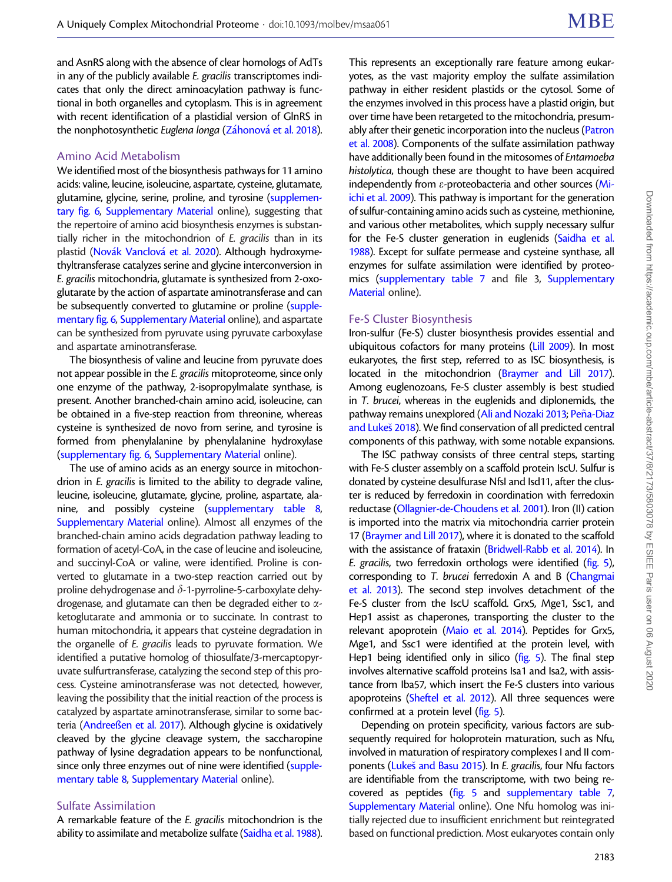and AsnRS along with the absence of clear homologs of AdTs in any of the publicly available *E. gracilis* transcriptomes indicates that only the direct aminoacylation pathway is functional in both organelles and cytoplasm. This is in agreement with recent identification of a plastidial version of GlnRS in the nonphotosynthetic *Euglena longa* (Záhonová et al. 2018).

## Amino Acid Metabolism

We identified most of the biosynthesis pathways for 11 amino acids: valine, leucine, isoleucine, aspartate, cysteine, glutamate, glutamine, glycine, serine, proline, and tyrosine (supplementary fig. 6, Supplementary Material online), suggesting that the repertoire of amino acid biosynthesis enzymes is substantially richer in the mitochondrion of *E. gracilis* than in its plastid (Novák Vanclová et al. 2020). Although hydroxymethyltransferase catalyzes serine and glycine interconversion in *E. gracilis* mitochondria, glutamate is synthesized from 2-oxoglutarate by the action of aspartate aminotransferase and can be subsequently converted to glutamine or proline (supplementary fig. 6, Supplementary Material online), and aspartate can be synthesized from pyruvate using pyruvate carboxylase and aspartate aminotransferase.

The biosynthesis of valine and leucine from pyruvate does not appear possible in the *E. gracilis* mitoproteome, since only one enzyme of the pathway, 2-isopropylmalate synthase, is present. Another branched-chain amino acid, isoleucine, can be obtained in a five-step reaction from threonine, whereas cysteine is synthesized de novo from serine, and tyrosine is formed from phenylalanine by phenylalanine hydroxylase (supplementary fig. 6, Supplementary Material online).

The use of amino acids as an energy source in mitochondrion in *E. gracilis* is limited to the ability to degrade valine, leucine, isoleucine, glutamate, glycine, proline, aspartate, alanine, and possibly cysteine (supplementary table 8, Supplementary Material online). Almost all enzymes of the branched-chain amino acids degradation pathway leading to formation of acetyl-CoA, in the case of leucine and isoleucine, and succinyl-CoA or valine, were identified. Proline is converted to glutamate in a two-step reaction carried out by proline dehydrogenase and $\delta$-1-pyrroline-5-carboxylate dehydrogenase, and glutamate can then be degraded either to $\alpha$-ketoglutarate and ammonia or to succinate. In contrast to human mitochondria, it appears that cysteine degradation in the organelle of *E. gracilis* leads to pyruvate formation. We identified a putative homolog of thiosulfate/3-mercaptopyruvate sulfurtransferase, catalyzing the second step of this process. Cysteine aminotransferase was not detected, however, leaving the possibility that the initial reaction of the process is catalyzed by aspartate aminotransferase, similar to some bacteria (Andreeßen et al. 2017). Although glycine is oxidatively cleaved by the glycine cleavage system, the saccharopine pathway of lysine degradation appears to be nonfunctional, since only three enzymes out of nine were identified (supplementary table 8, Supplementary Material online).

## Sulfate Assimilation

A remarkable feature of the *E. gracilis* mitochondrion is the ability to assimilate and metabolize sulfate (Saidha et al. 1988). This represents an exceptionally rare feature among eukaryotes, as the vast majority employ the sulfate assimilation pathway in either resident plastids or the cytosol. Some of the enzymes involved in this process have a plastid origin, but over time have been retargeted to the mitochondria, presumably after their genetic incorporation into the nucleus (Patron et al. 2008). Components of the sulfate assimilation pathway have additionally been found in the mitosomes of *Entamoeba histolytica*, though these are thought to have been acquired independently from $\varepsilon$-proteobacteria and other sources (Mi-ichi et al. 2009). This pathway is important for the generation of sulfur-containing amino acids such as cysteine, methionine, and various other metabolites, which supply necessary sulfur for the Fe-S cluster generation in euglenids (Saidha et al. 1988). Except for sulfate permease and cysteine synthase, all enzymes for sulfate assimilation were identified by proteomics (supplementary table 7 and file 3, Supplementary Material online).

## Fe-S Cluster Biosynthesis

Iron-sulfur (Fe-S) cluster biosynthesis provides essential and ubiquitous cofactors for many proteins (Lill 2009). In most eukaryotes, the first step, referred to as ISC biosynthesis, is located in the mitochondrion (Braymer and Lill 2017). Among euglenozoans, Fe-S cluster assembly is best studied in *T. brucei*, whereas in the euglenids and diplonemids, the pathway remains unexplored (Ali and Nozaki 2013; Peña-Diaz and Lukeš 2018). We find conservation of all predicted central components of this pathway, with some notable expansions.

The ISC pathway consists of three central steps, starting with Fe-S cluster assembly on a scaffold protein IscU. Sulfur is donated by cysteine desulfurase NfsI and Isd11, after the cluster is reduced by ferredoxin in coordination with ferredoxin reductase (Ollagnier-de-Choudens et al. 2001). Iron (II) cation is imported into the matrix via mitochondria carrier protein 17 (Braymer and Lill 2017), where it is donated to the scaffold with the assistance of frataxin (Bridwell-Rabb et al. 2014). In *E. gracilis*, two ferredoxin orthologs were identified (fig. 5), corresponding to *T. brucei* ferredoxin A and B (Changmai et al. 2013). The second step involves detachment of the Fe-S cluster from the IscU scaffold. Grx5, Mge1, Ssc1, and Hep1 assist as chaperones, transporting the cluster to the relevant apoprotein (Maio et al. 2014). Peptides for Grx5, Mge1, and Ssc1 were identified at the protein level, with Hep1 being identified only in silico (fig. 5). The final step involves alternative scaffold proteins Isa1 and Isa2, with assistance from Iba57, which insert the Fe-S clusters into various apoproteins (Sheftel et al. 2012). All three sequences were confirmed at a protein level (fig. 5).

Depending on protein specificity, various factors are subsequently required for holoprotein maturation, such as Nfu, involved in maturation of respiratory complexes I and II components (Lukeš and Basu 2015). In *E. gracilis*, four Nfu factors are identifiable from the transcriptome, with two being recovered as peptides (fig. 5 and supplementary table 7, Supplementary Material online). One Nfu homolog was initially rejected due to insufficient enrichment but reintegrated based on functional prediction. Most eukaryotes contain only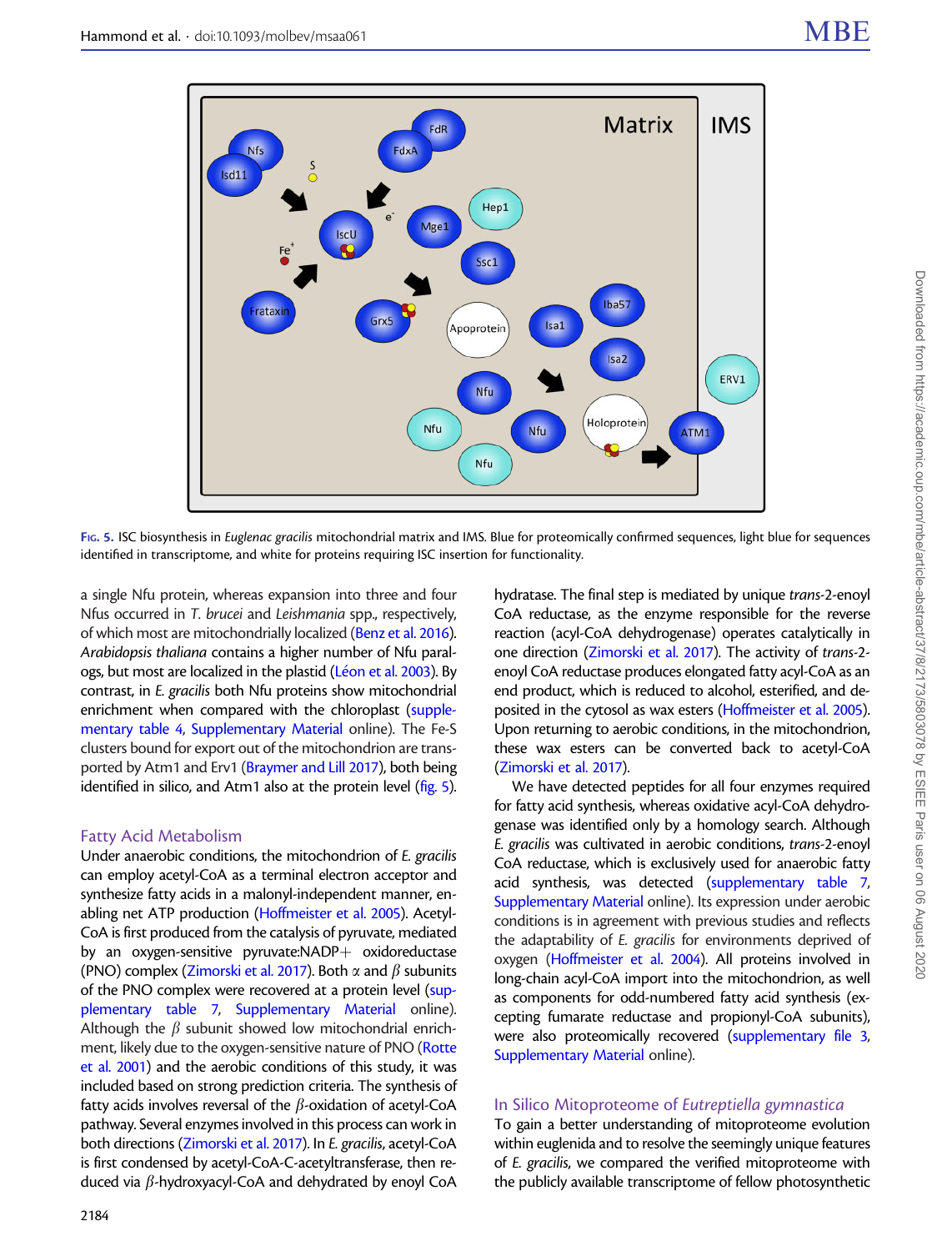FIG. 5. ISC biosynthesis in *Euglenac gracilis* mitochondrial matrix and IMS. Blue for proteomically confirmed sequences, light blue for sequences identified in transcriptome, and white for proteins requiring ISC insertion for functionality.

a single Nfu protein, whereas expansion into three and four Nfus occurred in *T. brucei* and *Leishmania* spp., respectively, of which most are mitochondrially localized (Benz et al. 2016). *Arabidopsis thaliana* contains a higher number of Nfu paralogs, but most are localized in the plastid (Léon et al. 2003). By contrast, in *E. gracilis* both Nfu proteins show mitochondrial enrichment when compared with the chloroplast (supplementary table 4, Supplementary Material online). The Fe-S clusters bound for export out of the mitochondrion are transported by Atm1 and Erv1 (Braymer and Lill 2017), both being identified in silico, and Atm1 also at the protein level (fig. 5).

## Fatty Acid Metabolism

Under anaerobic conditions, the mitochondrion of *E. gracilis* can employ acetyl-CoA as a terminal electron acceptor and synthesize fatty acids in a malonyl-independent manner, enabling net ATP production (Hoffmeister et al. 2005). Acetyl-CoA is first produced from the catalysis of pyruvate, mediated by an oxygen-sensitive pyruvate:NADP+ oxidoreductase (PNO) complex (Zimorski et al. 2017). Both $\alpha$ and $\beta$ subunits of the PNO complex were recovered at a protein level (supplementary table 7, Supplementary Material online). Although the $\beta$ subunit showed low mitochondrial enrichment, likely due to the oxygen-sensitive nature of PNO (Rotte et al. 2001) and the aerobic conditions of this study, it was included based on strong prediction criteria. The synthesis of fatty acids involves reversal of the $\beta$-oxidation of acetyl-CoA pathway. Several enzymes involved in this process can work in both directions (Zimorski et al. 2017). In *E. gracilis*, acetyl-CoA is first condensed by acetyl-CoA-C-acetyltransferase, then reduced via $\beta$-hydroxyacyl-CoA and dehydrated by enoyl CoA hydratase. The final step is mediated by unique *trans*-2-enoyl CoA reductase, as the enzyme responsible for the reverse reaction (acyl-CoA dehydrogenase) operates catalytically in one direction (Zimorski et al. 2017). The activity of *trans*-2-enoyl CoA reductase produces elongated fatty acyl-CoA as an end product, which is reduced to alcohol, esterified, and deposited in the cytosol as wax esters (Hoffmeister et al. 2005). Upon returning to aerobic conditions, in the mitochondrion, these wax esters can be converted back to acetyl-CoA (Zimorski et al. 2017).

We have detected peptides for all four enzymes required for fatty acid synthesis, whereas oxidative acyl-CoA dehydrogenase was identified only by a homology search. Although *E. gracilis* was cultivated in aerobic conditions, *trans*-2-enoyl CoA reductase, which is exclusively used for anaerobic fatty acid synthesis, was detected (supplementary table 7, Supplementary Material online). Its expression under aerobic conditions is in agreement with previous studies and reflects the adaptability of *E. gracilis* for environments deprived of oxygen (Hoffmeister et al. 2004). All proteins involved in long-chain acyl-CoA import into the mitochondrion, as well as components for odd-numbered fatty acid synthesis (excepting fumarate reductase and propionyl-CoA subunits), were also proteomically recovered (supplementary file 3, Supplementary Material online).

## In Silico Mitoproteome of *Eutreptiella gymnastica*

To gain a better understanding of mitoproteome evolution within euglenida and to resolve the seemingly unique features of *E. gracilis*, we compared the verified mitoproteome with the publicly available transcriptome of fellow photosynthetic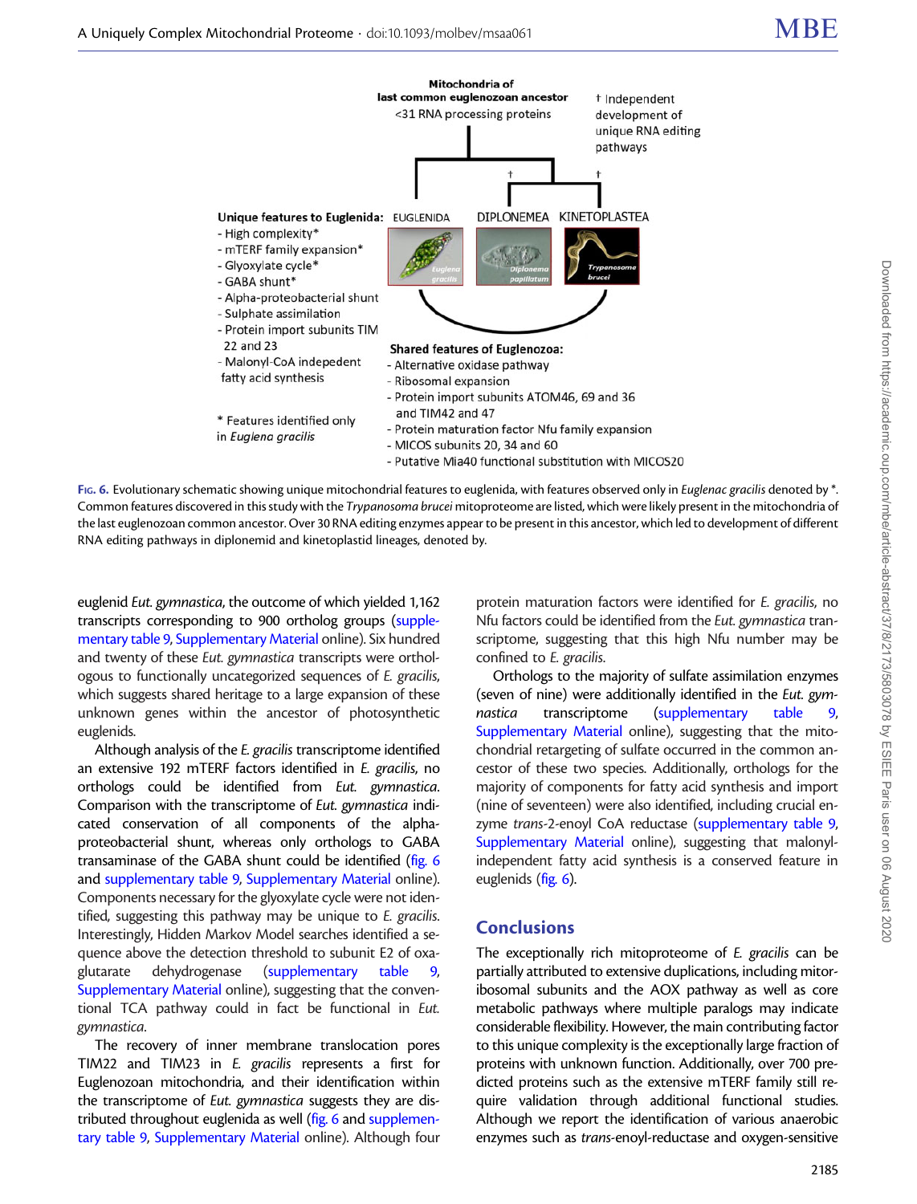Mitochondria of last common euglenozoan ancestor
<31 RNA processing proteins

† Independent development of unique RNA editing pathways

EUGLENIDA   DIPLONEMEA   KINETOPLASTEA

*Euglena gracilis*   *Diplonema papillatum*   *Trypanosoma brucei*

**Unique features to Euglenida:**
- High complexity*
- mTERF family expansion*
- Glyoxylate cycle*
- GABA shunt*
- Alpha-proteobacterial shunt
- Sulphate assimilation
- Protein import subunits TIM 22 and 23
- Malonyl-CoA indepedent fatty acid synthesis

\* Features identified only in *Euglena gracilis*

**Shared features of Euglenozoa:**
- Alternative oxidase pathway
- Ribosomal expansion
- Protein import subunits ATOM46, 69 and 36 and TIM42 and 47
- Protein maturation factor Nfu family expansion
- MICOS subunits 20, 34 and 60
- Putative Mia40 functional substitution with MICOS20

Fig. 6. Evolutionary schematic showing unique mitochondrial features to euglenida, with features observed only in *Euglenac gracilis* denoted by *. Common features discovered in this study with the *Trypanosoma brucei* mitoproteome are listed, which were likely present in the mitochondria of the last euglenozoan common ancestor. Over 30 RNA editing enzymes appear to be present in this ancestor, which led to development of different RNA editing pathways in diplonemid and kinetoplastid lineages, denoted by.

euglenid *Eut. gymnastica*, the outcome of which yielded 1,162 transcripts corresponding to 900 ortholog groups (supplementary table 9, Supplementary Material online). Six hundred and twenty of these *Eut. gymnastica* transcripts were orthologous to functionally uncategorized sequences of *E. gracilis*, which suggests shared heritage to a large expansion of these unknown genes within the ancestor of photosynthetic euglenids.

Although analysis of the *E. gracilis* transcriptome identified an extensive 192 mTERF factors identified in *E. gracilis*, no orthologs could be identified from *Eut. gymnastica*. Comparison with the transcriptome of *Eut. gymnastica* indicated conservation of all components of the alpha-proteobacterial shunt, whereas only orthologs to GABA transaminase of the GABA shunt could be identified (fig. 6 and supplementary table 9, Supplementary Material online). Components necessary for the glyoxylate cycle were not identified, suggesting this pathway may be unique to *E. gracilis*. Interestingly, Hidden Markov Model searches identified a sequence above the detection threshold to subunit E2 of oxaglutarate dehydrogenase (supplementary table 9, Supplementary Material online), suggesting that the conventional TCA pathway could in fact be functional in *Eut. gymnastica*.

The recovery of inner membrane translocation pores TIM22 and TIM23 in *E. gracilis* represents a first for Euglenozoan mitochondria, and their identification within the transcriptome of *Eut. gymnastica* suggests they are distributed throughout euglenida as well (fig. 6 and supplementary table 9, Supplementary Material online). Although four protein maturation factors were identified for *E. gracilis*, no Nfu factors could be identified from the *Eut. gymnastica* transcriptome, suggesting that this high Nfu number may be confined to *E. gracilis*.

Orthologs to the majority of sulfate assimilation enzymes (seven of nine) were additionally identified in the *Eut. gymnastica* transcriptome (supplementary table 9, Supplementary Material online), suggesting that the mitochondrial retargeting of sulfate occurred in the common ancestor of these two species. Additionally, orthologs for the majority of components for fatty acid synthesis and import (nine of seventeen) were also identified, including crucial enzyme *trans*-2-enoyl CoA reductase (supplementary table 9, Supplementary Material online), suggesting that malonyl-independent fatty acid synthesis is a conserved feature in euglenids (fig. 6).

## Conclusions

The exceptionally rich mitoproteome of *E. gracilis* can be partially attributed to extensive duplications, including mitoribosomal subunits and the AOX pathway as well as core metabolic pathways where multiple paralogs may indicate considerable flexibility. However, the main contributing factor to this unique complexity is the exceptionally large fraction of proteins with unknown function. Additionally, over 700 predicted proteins such as the extensive mTERF family still require validation through additional functional studies. Although we report the identification of various anaerobic enzymes such as *trans*-enoyl-reductase and oxygen-sensitive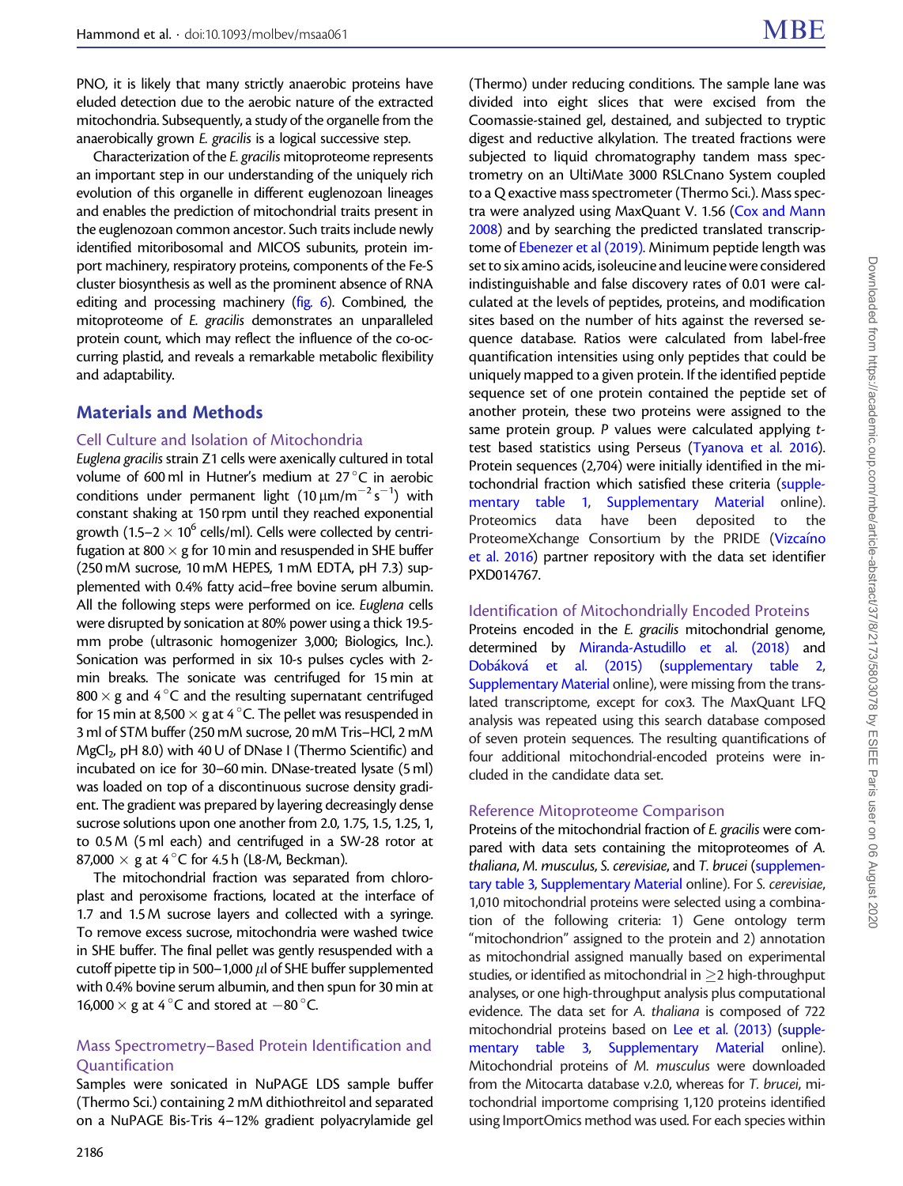PNO, it is likely that many strictly anaerobic proteins have eluded detection due to the aerobic nature of the extracted mitochondria. Subsequently, a study of the organelle from the anaerobically grown *E. gracilis* is a logical successive step.

Characterization of the *E. gracilis* mitoproteome represents an important step in our understanding of the uniquely rich evolution of this organelle in different euglenozoan lineages and enables the prediction of mitochondrial traits present in the euglenozoan common ancestor. Such traits include newly identified mitoribosomal and MICOS subunits, protein import machinery, respiratory proteins, components of the Fe-S cluster biosynthesis as well as the prominent absence of RNA editing and processing machinery (fig. 6). Combined, the mitoproteome of *E. gracilis* demonstrates an unparalleled protein count, which may reflect the influence of the co-occurring plastid, and reveals a remarkable metabolic flexibility and adaptability.

## Materials and Methods

### Cell Culture and Isolation of Mitochondria

*Euglena gracilis* strain Z1 cells were axenically cultured in total volume of 600 ml in Hutner's medium at 27 °C in aerobic conditions under permanent light (10 μm/m$^{-2}$ s$^{-1}$) with constant shaking at 150 rpm until they reached exponential growth (1.5–2 × 10$^{6}$ cells/ml). Cells were collected by centrifugation at 800 × g for 10 min and resuspended in SHE buffer (250 mM sucrose, 10 mM HEPES, 1 mM EDTA, pH 7.3) supplemented with 0.4% fatty acid–free bovine serum albumin. All the following steps were performed on ice. *Euglena* cells were disrupted by sonication at 80% power using a thick 19.5-mm probe (ultrasonic homogenizer 3,000; Biologics, Inc.). Sonication was performed in six 10-s pulses cycles with 2-min breaks. The sonicate was centrifuged for 15 min at 800 × g and 4 °C and the resulting supernatant centrifuged for 15 min at 8,500 × g at 4 °C. The pellet was resuspended in 3 ml of STM buffer (250 mM sucrose, 20 mM Tris–HCl, 2 mM $MgCl_2$, pH 8.0) with 40 U of DNase I (Thermo Scientific) and incubated on ice for 30–60 min. DNase-treated lysate (5 ml) was loaded on top of a discontinuous sucrose density gradient. The gradient was prepared by layering decreasingly dense sucrose solutions upon one another from 2.0, 1.75, 1.5, 1.25, 1, to 0.5 M (5 ml each) and centrifuged in a SW-28 rotor at 87,000 × g at 4 °C for 4.5 h (L8-M, Beckman).

The mitochondrial fraction was separated from chloroplast and peroxisome fractions, located at the interface of 1.7 and 1.5 M sucrose layers and collected with a syringe. To remove excess sucrose, mitochondria were washed twice in SHE buffer. The final pellet was gently resuspended with a cutoff pipette tip in 500–1,000 μl of SHE buffer supplemented with 0.4% bovine serum albumin, and then spun for 30 min at 16,000 × g at 4 °C and stored at −80 °C.

### Mass Spectrometry–Based Protein Identification and Quantification

Samples were sonicated in NuPAGE LDS sample buffer (Thermo Sci.) containing 2 mM dithiothreitol and separated on a NuPAGE Bis-Tris 4–12% gradient polyacrylamide gel (Thermo) under reducing conditions. The sample lane was divided into eight slices that were excised from the Coomassie-stained gel, destained, and subjected to tryptic digest and reductive alkylation. The treated fractions were subjected to liquid chromatography tandem mass spectrometry on an UltiMate 3000 RSLCnano System coupled to a Q exactive mass spectrometer (Thermo Sci.). Mass spectra were analyzed using MaxQuant V. 1.56 (Cox and Mann 2008) and by searching the predicted translated transcriptome of Ebenezer et al (2019). Minimum peptide length was set to six amino acids, isoleucine and leucine were considered indistinguishable and false discovery rates of 0.01 were calculated at the levels of peptides, proteins, and modification sites based on the number of hits against the reversed sequence database. Ratios were calculated from label-free quantification intensities using only peptides that could be uniquely mapped to a given protein. If the identified peptide sequence set of one protein contained the peptide set of another protein, these two proteins were assigned to the same protein group. *P* values were calculated applying *t*-test based statistics using Perseus (Tyanova et al. 2016). Protein sequences (2,704) were initially identified in the mitochondrial fraction which satisfied these criteria (supplementary table 1, Supplementary Material online). Proteomics data have been deposited to the ProteomeXchange Consortium by the PRIDE (Vizcaíno et al. 2016) partner repository with the data set identifier PXD014767.

### Identification of Mitochondrially Encoded Proteins

Proteins encoded in the *E. gracilis* mitochondrial genome, determined by Miranda-Astudillo et al. (2018) and Dobáková et al. (2015) (supplementary table 2, Supplementary Material online), were missing from the translated transcriptome, except for cox3. The MaxQuant LFQ analysis was repeated using this search database composed of seven protein sequences. The resulting quantifications of four additional mitochondrial-encoded proteins were included in the candidate data set.

### Reference Mitoproteome Comparison

Proteins of the mitochondrial fraction of *E. gracilis* were compared with data sets containing the mitoproteomes of *A. thaliana*, *M. musculus*, *S. cerevisiae*, and *T. brucei* (supplementary table 3, Supplementary Material online). For *S. cerevisiae*, 1,010 mitochondrial proteins were selected using a combination of the following criteria: 1) Gene ontology term "mitochondrion" assigned to the protein and 2) annotation as mitochondrial assigned manually based on experimental studies, or identified as mitochondrial in ≥2 high-throughput analyses, or one high-throughput analysis plus computational evidence. The data set for *A. thaliana* is composed of 722 mitochondrial proteins based on Lee et al. (2013) (supplementary table 3, Supplementary Material online). Mitochondrial proteins of *M. musculus* were downloaded from the Mitocarta database v.2.0, whereas for *T. brucei*, mitochondrial importome comprising 1,120 proteins identified using ImportOmics method was used. For each species within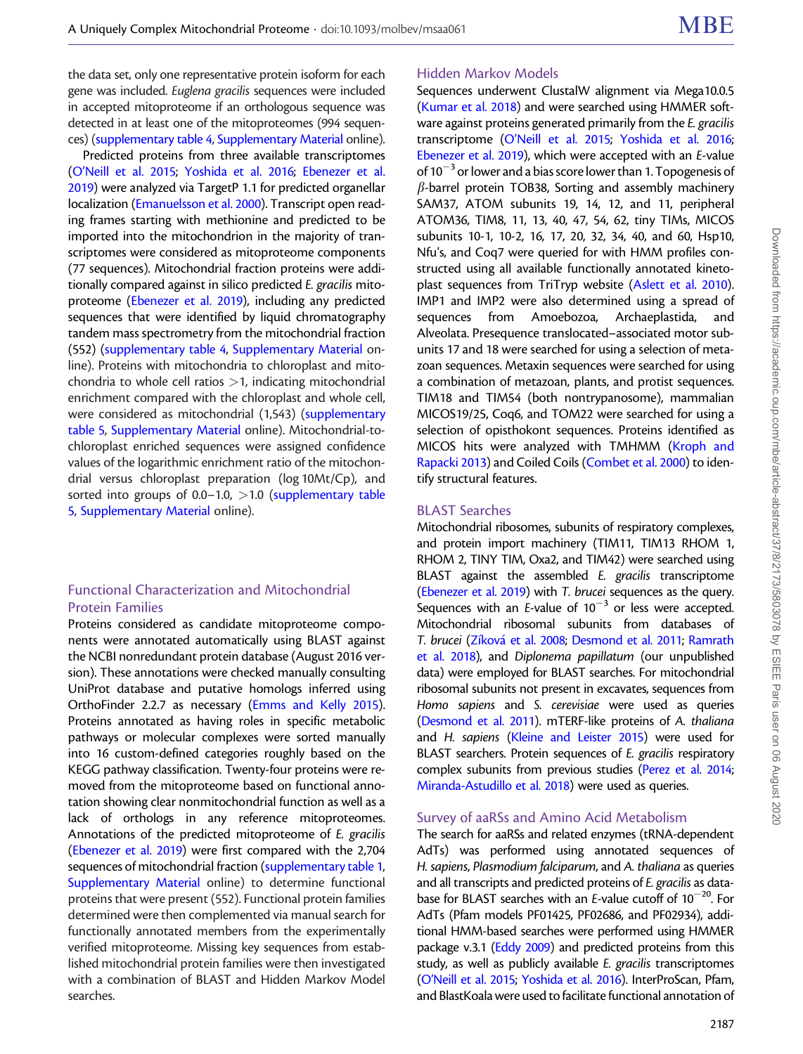the data set, only one representative protein isoform for each gene was included. *Euglena gracilis* sequences were included in accepted mitoproteome if an orthologous sequence was detected in at least one of the mitoproteomes (994 sequences) (supplementary table 4, Supplementary Material online).

Predicted proteins from three available transcriptomes (O'Neill et al. 2015; Yoshida et al. 2016; Ebenezer et al. 2019) were analyzed via TargetP 1.1 for predicted organellar localization (Emanuelsson et al. 2000). Transcript open reading frames starting with methionine and predicted to be imported into the mitochondrion in the majority of transcriptomes were considered as mitoproteome components (77 sequences). Mitochondrial fraction proteins were additionally compared against in silico predicted *E. gracilis* mitoproteome (Ebenezer et al. 2019), including any predicted sequences that were identified by liquid chromatography tandem mass spectrometry from the mitochondrial fraction (552) (supplementary table 4, Supplementary Material online). Proteins with mitochondria to chloroplast and mitochondria to whole cell ratios >1, indicating mitochondrial enrichment compared with the chloroplast and whole cell, were considered as mitochondrial (1,543) (supplementary table 5, Supplementary Material online). Mitochondrial-to-chloroplast enriched sequences were assigned confidence values of the logarithmic enrichment ratio of the mitochondrial versus chloroplast preparation (log 10Mt/Cp), and sorted into groups of 0.0–1.0, >1.0 (supplementary table 5, Supplementary Material online).

## Functional Characterization and Mitochondrial Protein Families

Proteins considered as candidate mitoproteome components were annotated automatically using BLAST against the NCBI nonredundant protein database (August 2016 version). These annotations were checked manually consulting UniProt database and putative homologs inferred using OrthoFinder 2.2.7 as necessary (Emms and Kelly 2015). Proteins annotated as having roles in specific metabolic pathways or molecular complexes were sorted manually into 16 custom-defined categories roughly based on the KEGG pathway classification. Twenty-four proteins were removed from the mitoproteome based on functional annotation showing clear nonmitochondrial function as well as a lack of orthologs in any reference mitoproteomes. Annotations of the predicted mitoproteome of *E. gracilis* (Ebenezer et al. 2019) were first compared with the 2,704 sequences of mitochondrial fraction (supplementary table 1, Supplementary Material online) to determine functional proteins that were present (552). Functional protein families determined were then complemented via manual search for functionally annotated members from the experimentally verified mitoproteome. Missing key sequences from established mitochondrial protein families were then investigated with a combination of BLAST and Hidden Markov Model searches.

## Hidden Markov Models

Sequences underwent ClustalW alignment via Mega10.0.5 (Kumar et al. 2018) and were searched using HMMER software against proteins generated primarily from the *E. gracilis* transcriptome (O'Neill et al. 2015; Yoshida et al. 2016; Ebenezer et al. 2019), which were accepted with an *E*-value of $10^{-3}$ or lower and a bias score lower than 1. Topogenesis of $\beta$-barrel protein TOB38, Sorting and assembly machinery SAM37, ATOM subunits 19, 14, 12, and 11, peripheral ATOM36, TIM8, 11, 13, 40, 47, 54, 62, tiny TIMs, MICOS subunits 10-1, 10-2, 16, 17, 20, 32, 34, 40, and 60, Hsp10, Nfu's, and Coq7 were queried for with HMM profiles constructed using all available functionally annotated kinetoplast sequences from TriTryp website (Aslett et al. 2010). IMP1 and IMP2 were also determined using a spread of sequences from Amoebozoa, Archaeplastida, and Alveolata. Presequence translocated–associated motor subunits 17 and 18 were searched for using a selection of metazoan sequences. Metaxin sequences were searched for using a combination of metazoan, plants, and protist sequences. TIM18 and TIM54 (both nontrypanosome), mammalian MICOS19/25, Coq6, and TOM22 were searched for using a selection of opisthokont sequences. Proteins identified as MICOS hits were analyzed with TMHMM (Kroph and Rapacki 2013) and Coiled Coils (Combet et al. 2000) to identify structural features.

## BLAST Searches

Mitochondrial ribosomes, subunits of respiratory complexes, and protein import machinery (TIM11, TIM13 RHOM 1, RHOM 2, TINY TIM, Oxa2, and TIM42) were searched using BLAST against the assembled *E. gracilis* transcriptome (Ebenezer et al. 2019) with *T. brucei* sequences as the query. Sequences with an *E*-value of $10^{-3}$ or less were accepted. Mitochondrial ribosomal subunits from databases of *T. brucei* (Zíková et al. 2008; Desmond et al. 2011; Ramrath et al. 2018), and *Diplonema papillatum* (our unpublished data) were employed for BLAST searches. For mitochondrial ribosomal subunits not present in excavates, sequences from *Homo sapiens* and *S. cerevisiae* were used as queries (Desmond et al. 2011). mTERF-like proteins of *A. thaliana* and *H. sapiens* (Kleine and Leister 2015) were used for BLAST searchers. Protein sequences of *E. gracilis* respiratory complex subunits from previous studies (Perez et al. 2014; Miranda-Astudillo et al. 2018) were used as queries.

## Survey of aaRSs and Amino Acid Metabolism

The search for aaRSs and related enzymes (tRNA-dependent AdTs) was performed using annotated sequences of *H. sapiens*, *Plasmodium falciparum*, and *A. thaliana* as queries and all transcripts and predicted proteins of *E. gracilis* as database for BLAST searches with an *E*-value cutoff of $10^{-20}$. For AdTs (Pfam models PF01425, PF02686, and PF02934), additional HMM-based searches were performed using HMMER package v.3.1 (Eddy 2009) and predicted proteins from this study, as well as publicly available *E. gracilis* transcriptomes (O'Neill et al. 2015; Yoshida et al. 2016). InterProScan, Pfam, and BlastKoala were used to facilitate functional annotation of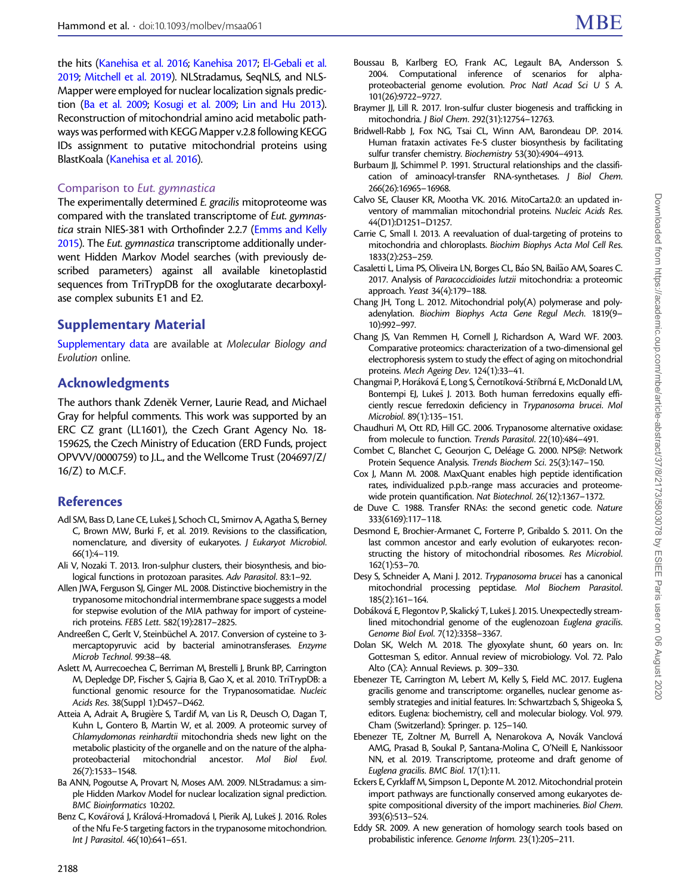the hits (Kanehisa et al. 2016; Kanehisa 2017; El-Gebali et al. 2019; Mitchell et al. 2019). NLStradamus, SeqNLS, and NLS-Mapper were employed for nuclear localization signals prediction (Ba et al. 2009; Kosugi et al. 2009; Lin and Hu 2013). Reconstruction of mitochondrial amino acid metabolic pathways was performed with KEGG Mapper v.2.8 following KEGG IDs assignment to putative mitochondrial proteins using BlastKoala (Kanehisa et al. 2016).

### Comparison to *Eut. gymnastica*

The experimentally determined *E. gracilis* mitoproteome was compared with the translated transcriptome of *Eut. gymnastica* strain NIES-381 with Orthofinder 2.2.7 (Emms and Kelly 2015). The *Eut. gymnastica* transcriptome additionally underwent Hidden Markov Model searches (with previously described parameters) against all available kinetoplastid sequences from TriTrypDB for the oxoglutarate decarboxylase complex subunits E1 and E2.

## Supplementary Material

Supplementary data are available at *Molecular Biology and Evolution* online.

## Acknowledgments

The authors thank Zdeněk Verner, Laurie Read, and Michael Gray for helpful comments. This work was supported by an ERC CZ grant (LL1601), the Czech Grant Agency No. 18-15962S, the Czech Ministry of Education (ERD Funds, project OPVVV/0000759) to J.L., and the Wellcome Trust (204697/Z/16/Z) to M.C.F.

## References

Adl SM, Bass D, Lane CE, Lukeš J, Schoch CL, Smirnov A, Agatha S, Berney C, Brown MW, Burki F, et al. 2019. Revisions to the classification, nomenclature, and diversity of eukaryotes. *J Eukaryot Microbiol*. 66(1):4–119.

Ali V, Nozaki T. 2013. Iron-sulphur clusters, their biosynthesis, and biological functions in protozoan parasites. *Adv Parasitol*. 83:1–92.

Allen JWA, Ferguson SJ, Ginger ML. 2008. Distinctive biochemistry in the trypanosome mitochondrial intermembrane space suggests a model for stepwise evolution of the MIA pathway for import of cysteine-rich proteins. *FEBS Lett*. 582(19):2817–2825.

Andreeßen C, Gerlt V, Steinbüchel A. 2017. Conversion of cysteine to 3-mercaptopyruvic acid by bacterial aminotransferases. *Enzyme Microb Technol*. 99:38–48.

Aslett M, Aurrecoechea C, Berriman M, Brestelli J, Brunk BP, Carrington M, Depledge DP, Fischer S, Gajria B, Gao X, et al. 2010. TriTrypDB: a functional genomic resource for the Trypanosomatidae. *Nucleic Acids Res*. 38(Suppl 1):D457–D462.

Atteia A, Adrait A, Brugière S, Tardif M, van Lis R, Deusch O, Dagan T, Kuhn L, Gontero B, Martin W, et al. 2009. A proteomic survey of *Chlamydomonas reinhardtii* mitochondria sheds new light on the metabolic plasticity of the organelle and on the nature of the alpha-proteobacterial mitochondrial ancestor. *Mol Biol Evol*. 26(7):1533–1548.

Ba ANN, Pogoutse A, Provart N, Moses AM. 2009. NLStradamus: a simple Hidden Markov Model for nuclear localization signal prediction. *BMC Bioinformatics* 10:202.

Benz C, Kovářová J, Králová-Hromadová I, Pierik AJ, Lukeš J. 2016. Roles of the Nfu Fe-S targeting factors in the trypanosome mitochondrion. *Int J Parasitol*. 46(10):641–651.

Boussau B, Karlberg EO, Frank AC, Legault BA, Andersson S. 2004. Computational inference of scenarios for alpha-proteobacterial genome evolution. *Proc Natl Acad Sci U S A*. 101(26):9722–9727.

Braymer JJ, Lill R. 2017. Iron-sulfur cluster biogenesis and trafficking in mitochondria. *J Biol Chem*. 292(31):12754–12763.

Bridwell-Rabb J, Fox NG, Tsai CL, Winn AM, Barondeau DP. 2014. Human frataxin activates Fe-S cluster biosynthesis by facilitating sulfur transfer chemistry. *Biochemistry* 53(30):4904–4913.

Burbaum JJ, Schimmel P. 1991. Structural relationships and the classification of aminoacyl-transfer RNA-synthetases. *J Biol Chem*. 266(26):16965–16968.

Calvo SE, Clauser KR, Mootha VK. 2016. MitoCarta2.0: an updated inventory of mammalian mitochondrial proteins. *Nucleic Acids Res*. 44(D1):D1251–D1257.

Carrie C, Small I. 2013. A reevaluation of dual-targeting of proteins to mitochondria and chloroplasts. *Biochim Biophys Acta Mol Cell Res*. 1833(2):253–259.

Casaletti L, Lima PS, Oliveira LN, Borges CL, Báo SN, Bailão AM, Soares C. 2017. Analysis of *Paracoccidioides lutzii* mitochondria: a proteomic approach. *Yeast* 34(4):179–188.

Chang JH, Tong L. 2012. Mitochondrial poly(A) polymerase and polyadenylation. *Biochim Biophys Acta Gene Regul Mech*. 1819(9–10):992–997.

Chang JS, Van Remmen H, Cornell J, Richardson A, Ward WF. 2003. Comparative proteomics: characterization of a two-dimensional gel electrophoresis system to study the effect of aging on mitochondrial proteins. *Mech Ageing Dev*. 124(1):33–41.

Changmai P, Horáková E, Long S, Černotíková-Stříbrná E, McDonald LM, Bontempi EJ, Lukeš J. 2013. Both human ferredoxins equally efficiently rescue ferredoxin deficiency in *Trypanosoma brucei*. *Mol Microbiol*. 89(1):135–151.

Chaudhuri M, Ott RD, Hill GC. 2006. Trypanosome alternative oxidase: from molecule to function. *Trends Parasitol*. 22(10):484–491.

Combet C, Blanchet C, Geourjon C, Deléage G. 2000. NPS@: Network Protein Sequence Analysis. *Trends Biochem Sci*. 25(3):147–150.

Cox J, Mann M. 2008. MaxQuant enables high peptide identification rates, individualized p.p.b.-range mass accuracies and proteome-wide protein quantification. *Nat Biotechnol*. 26(12):1367–1372.

de Duve C. 1988. Transfer RNAs: the second genetic code. *Nature* 333(6169):117–118.

Desmond E, Brochier-Armanet C, Forterre P, Gribaldo S. 2011. On the last common ancestor and early evolution of eukaryotes: reconstructing the history of mitochondrial ribosomes. *Res Microbiol*. 162(1):53–70.

Desy S, Schneider A, Mani J. 2012. *Trypanosoma brucei* has a canonical mitochondrial processing peptidase. *Mol Biochem Parasitol*. 185(2):161–164.

Dobáková E, Flegontov P, Skalický T, Lukeš J. 2015. Unexpectedly streamlined mitochondrial genome of the euglenozoan *Euglena gracilis*. *Genome Biol Evol*. 7(12):3358–3367.

Dolan SK, Welch M. 2018. The glyoxylate shunt, 60 years on. In: Gottesman S, editor. Annual review of microbiology. Vol. 72. Palo Alto (CA): Annual Reviews. p. 309–330.

Ebenezer TE, Carrington M, Lebert M, Kelly S, Field MC. 2017. Euglena gracilis genome and transcriptome: organelles, nuclear genome assembly strategies and initial features. In: Schwartzbach S, Shigeoka S, editors. Euglena: biochemistry, cell and molecular biology. Vol. 979. Cham (Switzerland): Springer. p. 125–140.

Ebenezer TE, Zoltner M, Burrell A, Nenarokova A, Novák Vanclová AMG, Prasad B, Soukal P, Santana-Molina C, O'Neill E, Nankissoor NN, et al. 2019. Transcriptome, proteome and draft genome of *Euglena gracilis*. *BMC Biol*. 17(1):11.

Eckers E, Cyrklaff M, Simpson L, Deponte M. 2012. Mitochondrial protein import pathways are functionally conserved among eukaryotes despite compositional diversity of the import machineries. *Biol Chem*. 393(6):513–524.

Eddy SR. 2009. A new generation of homology search tools based on probabilistic inference. *Genome Inform*. 23(1):205–211.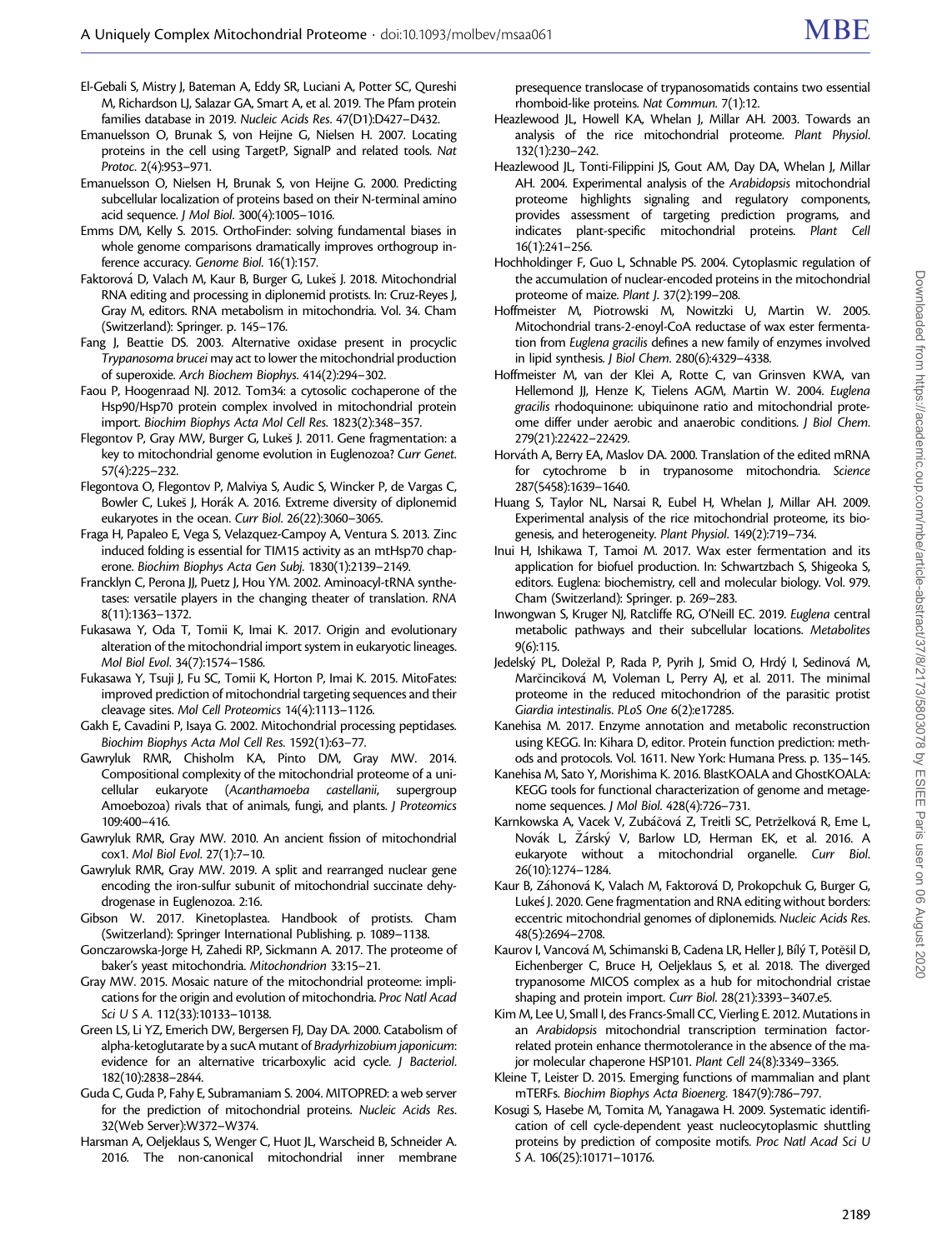El-Gebali S, Mistry J, Bateman A, Eddy SR, Luciani A, Potter SC, Qureshi M, Richardson LJ, Salazar GA, Smart A, et al. 2019. The Pfam protein families database in 2019. *Nucleic Acids Res.* 47(D1):D427–D432.

Emanuelsson O, Brunak S, von Heijne G, Nielsen H. 2007. Locating proteins in the cell using TargetP, SignalP and related tools. *Nat Protoc.* 2(4):953–971.

Emanuelsson O, Nielsen H, Brunak S, von Heijne G. 2000. Predicting subcellular localization of proteins based on their N-terminal amino acid sequence. *J Mol Biol.* 300(4):1005–1016.

Emms DM, Kelly S. 2015. OrthoFinder: solving fundamental biases in whole genome comparisons dramatically improves orthogroup inference accuracy. *Genome Biol.* 16(1):157.

Faktorová D, Valach M, Kaur B, Burger G, Lukeš J. 2018. Mitochondrial RNA editing and processing in diplonemid protists. In: Cruz-Reyes J, Gray M, editors. RNA metabolism in mitochondria. Vol. 34. Cham (Switzerland): Springer. p. 145–176.

Fang J, Beattie DS. 2003. Alternative oxidase present in procyclic *Trypanosoma brucei* may act to lower the mitochondrial production of superoxide. *Arch Biochem Biophys.* 414(2):294–302.

Faou P, Hoogenraad NJ. 2012. Tom34: a cytosolic cochaperone of the Hsp90/Hsp70 protein complex involved in mitochondrial protein import. *Biochim Biophys Acta Mol Cell Res.* 1823(2):348–357.

Flegontov P, Gray MW, Burger G, Lukeš J. 2011. Gene fragmentation: a key to mitochondrial genome evolution in Euglenozoa? *Curr Genet.* 57(4):225–232.

Flegontova O, Flegontov P, Malviya S, Audic S, Wincker P, de Vargas C, Bowler C, Lukeš J, Horák A. 2016. Extreme diversity of diplonemid eukaryotes in the ocean. *Curr Biol.* 26(22):3060–3065.

Fraga H, Papaleo E, Vega S, Velazquez-Campoy A, Ventura S. 2013. Zinc induced folding is essential for TIM15 activity as an mtHsp70 chaperone. *Biochim Biophys Acta Gen Subj.* 1830(1):2139–2149.

Francklyn C, Perona JJ, Puetz J, Hou YM. 2002. Aminoacyl-tRNA synthetases: versatile players in the changing theater of translation. *RNA* 8(11):1363–1372.

Fukasawa Y, Oda T, Tomii K, Imai K. 2017. Origin and evolutionary alteration of the mitochondrial import system in eukaryotic lineages. *Mol Biol Evol.* 34(7):1574–1586.

Fukasawa Y, Tsuji J, Fu SC, Tomii K, Horton P, Imai K. 2015. MitoFates: improved prediction of mitochondrial targeting sequences and their cleavage sites. *Mol Cell Proteomics* 14(4):1113–1126.

Gakh E, Cavadini P, Isaya G. 2002. Mitochondrial processing peptidases. *Biochim Biophys Acta Mol Cell Res.* 1592(1):63–77.

Gawryluk RMR, Chisholm KA, Pinto DM, Gray MW. 2014. Compositional complexity of the mitochondrial proteome of a unicellular eukaryote (*Acanthamoeba castellanii*, supergroup Amoebozoa) rivals that of animals, fungi, and plants. *J Proteomics* 109:400–416.

Gawryluk RMR, Gray MW. 2010. An ancient fission of mitochondrial cox1. *Mol Biol Evol.* 27(1):7–10.

Gawryluk RMR, Gray MW. 2019. A split and rearranged nuclear gene encoding the iron-sulfur subunit of mitochondrial succinate dehydrogenase in Euglenozoa. 2:16.

Gibson W. 2017. Kinetoplastea. Handbook of protists. Cham (Switzerland): Springer International Publishing. p. 1089–1138.

Gonczarowska-Jorge H, Zahedi RP, Sickmann A. 2017. The proteome of baker's yeast mitochondria. *Mitochondrion* 33:15–21.

Gray MW. 2015. Mosaic nature of the mitochondrial proteome: implications for the origin and evolution of mitochondria. *Proc Natl Acad Sci U S A.* 112(33):10133–10138.

Green LS, Li YZ, Emerich DW, Bergersen FJ, Day DA. 2000. Catabolism of alpha-ketoglutarate by a sucA mutant of *Bradyrhizobium japonicum*: evidence for an alternative tricarboxylic acid cycle. *J Bacteriol.* 182(10):2838–2844.

Guda C, Guda P, Fahy E, Subramaniam S. 2004. MITOPRED: a web server for the prediction of mitochondrial proteins. *Nucleic Acids Res.* 32(Web Server):W372–W374.

Harsman A, Oeljeklaus S, Wenger C, Huot JL, Warscheid B, Schneider A. 2016. The non-canonical mitochondrial inner membrane presequence translocase of trypanosomatids contains two essential rhomboid-like proteins. *Nat Commun.* 7(1):12.

Heazlewood JL, Howell KA, Whelan J, Millar AH. 2003. Towards an analysis of the rice mitochondrial proteome. *Plant Physiol.* 132(1):230–242.

Heazlewood JL, Tonti-Filippini JS, Gout AM, Day DA, Whelan J, Millar AH. 2004. Experimental analysis of the *Arabidopsis* mitochondrial proteome highlights signaling and regulatory components, provides assessment of targeting prediction programs, and indicates plant-specific mitochondrial proteins. *Plant Cell* 16(1):241–256.

Hochholdinger F, Guo L, Schnable PS. 2004. Cytoplasmic regulation of the accumulation of nuclear-encoded proteins in the mitochondrial proteome of maize. *Plant J.* 37(2):199–208.

Hoffmeister M, Piotrowski M, Nowitzki U, Martin W. 2005. Mitochondrial trans-2-enoyl-CoA reductase of wax ester fermentation from *Euglena gracilis* defines a new family of enzymes involved in lipid synthesis. *J Biol Chem.* 280(6):4329–4338.

Hoffmeister M, van der Klei A, Rotte C, van Grinsven KWA, van Hellemond JJ, Henze K, Tielens AGM, Martin W. 2004. *Euglena gracilis* rhodoquinone: ubiquinone ratio and mitochondrial proteome differ under aerobic and anaerobic conditions. *J Biol Chem.* 279(21):22422–22429.

Horváth A, Berry EA, Maslov DA. 2000. Translation of the edited mRNA for cytochrome b in trypanosome mitochondria. *Science* 287(5458):1639–1640.

Huang S, Taylor NL, Narsai R, Eubel H, Whelan J, Millar AH. 2009. Experimental analysis of the rice mitochondrial proteome, its biogenesis, and heterogeneity. *Plant Physiol.* 149(2):719–734.

Inui H, Ishikawa T, Tamoi M. 2017. Wax ester fermentation and its application for biofuel production. In: Schwartzbach S, Shigeoka S, editors. Euglena: biochemistry, cell and molecular biology. Vol. 979. Cham (Switzerland): Springer. p. 269–283.

Inwongwan S, Kruger NJ, Ratcliffe RG, O'Neill EC. 2019. *Euglena* central metabolic pathways and their subcellular locations. *Metabolites* 9(6):115.

Jedelský PL, Doležal P, Rada P, Pyrih J, Smid O, Hrdý I, Sedinová M, Marčinciková M, Voleman L, Perry AJ, et al. 2011. The minimal proteome in the reduced mitochondrion of the parasitic protist *Giardia intestinalis*. *PLoS One* 6(2):e17285.

Kanehisa M. 2017. Enzyme annotation and metabolic reconstruction using KEGG. In: Kihara D, editor. Protein function prediction: methods and protocols. Vol. 1611. New York: Humana Press. p. 135–145.

Kanehisa M, Sato Y, Morishima K. 2016. BlastKOALA and GhostKOALA: KEGG tools for functional characterization of genome and metagenome sequences. *J Mol Biol.* 428(4):726–731.

Karnkowska A, Vacek V, Zubáčová Z, Treitli SC, Petrželková R, Eme L, Novák L, Žárský V, Barlow LD, Herman EK, et al. 2016. A eukaryote without a mitochondrial organelle. *Curr Biol.* 26(10):1274–1284.

Kaur B, Záhonová K, Valach M, Faktorová D, Prokopchuk G, Burger G, Lukeś J. 2020. Gene fragmentation and RNA editing without borders: eccentric mitochondrial genomes of diplonemids. *Nucleic Acids Res.* 48(5):2694–2708.

Kaurov I, Vancová M, Schimanski B, Cadena LR, Heller J, Bílý T, Potěšil D, Eichenberger C, Bruce H, Oeljeklaus S, et al. 2018. The diverged trypanosome MICOS complex as a hub for mitochondrial cristae shaping and protein import. *Curr Biol.* 28(21):3393–3407.e5.

Kim M, Lee U, Small I, des Francs-Small CC, Vierling E. 2012. Mutations in an *Arabidopsis* mitochondrial transcription termination factor-related protein enhance thermotolerance in the absence of the major molecular chaperone HSP101. *Plant Cell* 24(8):3349–3365.

Kleine T, Leister D. 2015. Emerging functions of mammalian and plant mTERFs. *Biochim Biophys Acta Bioenerg.* 1847(9):786–797.

Kosugi S, Hasebe M, Tomita M, Yanagawa H. 2009. Systematic identification of cell cycle-dependent yeast nucleocytoplasmic shuttling proteins by prediction of composite motifs. *Proc Natl Acad Sci U S A.* 106(25):10171–10176.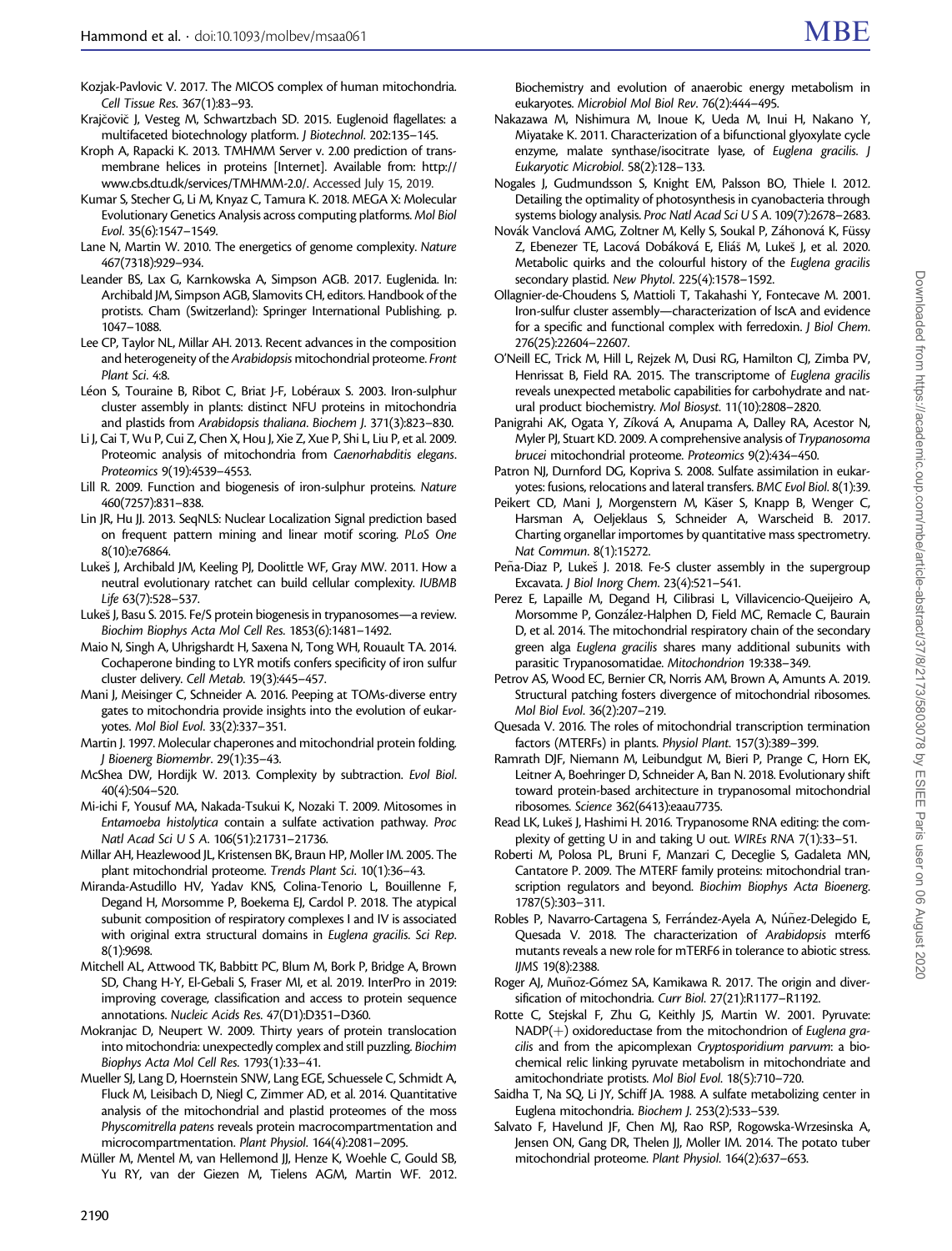Kozjak-Pavlovic V. 2017. The MICOS complex of human mitochondria. *Cell Tissue Res*. 367(1):83–93.

Krajčovič J, Vesteg M, Schwartzbach SD. 2015. Euglenoid flagellates: a multifaceted biotechnology platform. *J Biotechnol*. 202:135–145.

Kroph A, Rapacki K. 2013. TMHMM Server v. 2.00 prediction of transmembrane helices in proteins [Internet]. Available from: http://www.cbs.dtu.dk/services/TMHMM-2.0/. Accessed July 15, 2019.

Kumar S, Stecher G, Li M, Knyaz C, Tamura K. 2018. MEGA X: Molecular Evolutionary Genetics Analysis across computing platforms. *Mol Biol Evol*. 35(6):1547–1549.

Lane N, Martin W. 2010. The energetics of genome complexity. *Nature* 467(7318):929–934.

Leander BS, Lax G, Karnkowska A, Simpson AGB. 2017. Euglenida. In: Archibald JM, Simpson AGB, Slamovits CH, editors. Handbook of the protists. Cham (Switzerland): Springer International Publishing. p. 1047–1088.

Lee CP, Taylor NL, Millar AH. 2013. Recent advances in the composition and heterogeneity of the *Arabidopsis* mitochondrial proteome. *Front Plant Sci*. 4:8.

Léon S, Touraine B, Ribot C, Briat J-F, Lobéraux S. 2003. Iron-sulphur cluster assembly in plants: distinct NFU proteins in mitochondria and plastids from *Arabidopsis thaliana*. *Biochem J*. 371(3):823–830.

Li J, Cai T, Wu P, Cui Z, Chen X, Hou J, Xie Z, Xue P, Shi L, Liu P, et al. 2009. Proteomic analysis of mitochondria from *Caenorhabditis elegans*. *Proteomics* 9(19):4539–4553.

Lill R. 2009. Function and biogenesis of iron-sulphur proteins. *Nature* 460(7257):831–838.

Lin JR, Hu JJ. 2013. SeqNLS: Nuclear Localization Signal prediction based on frequent pattern mining and linear motif scoring. *PLoS One* 8(10):e76864.

Lukeš J, Archibald JM, Keeling PJ, Doolittle WF, Gray MW. 2011. How a neutral evolutionary ratchet can build cellular complexity. *IUBMB Life* 63(7):528–537.

Lukeš J, Basu S. 2015. Fe/S protein biogenesis in trypanosomes—a review. *Biochim Biophys Acta Mol Cell Res*. 1853(6):1481–1492.

Maio N, Singh A, Uhrigshardt H, Saxena N, Tong WH, Rouault TA. 2014. Cochaperone binding to LYR motifs confers specificity of iron sulfur cluster delivery. *Cell Metab*. 19(3):445–457.

Mani J, Meisinger C, Schneider A. 2016. Peeping at TOMs-diverse entry gates to mitochondria provide insights into the evolution of eukaryotes. *Mol Biol Evol*. 33(2):337–351.

Martin J. 1997. Molecular chaperones and mitochondrial protein folding. *J Bioenerg Biomembr*. 29(1):35–43.

McShea DW, Hordijk W. 2013. Complexity by subtraction. *Evol Biol*. 40(4):504–520.

Mi-ichi F, Yousuf MA, Nakada-Tsukui K, Nozaki T. 2009. Mitosomes in *Entamoeba histolytica* contain a sulfate activation pathway. *Proc Natl Acad Sci U S A*. 106(51):21731–21736.

Millar AH, Heazlewood JL, Kristensen BK, Braun HP, Moller IM. 2005. The plant mitochondrial proteome. *Trends Plant Sci*. 10(1):36–43.

Miranda-Astudillo HV, Yadav KNS, Colina-Tenorio L, Bouillenne F, Degand H, Morsomme P, Boekema EJ, Cardol P. 2018. The atypical subunit composition of respiratory complexes I and IV is associated with original extra structural domains in *Euglena gracilis*. *Sci Rep*. 8(1):9698.

Mitchell AL, Attwood TK, Babbitt PC, Blum M, Bork P, Bridge A, Brown SD, Chang H-Y, El-Gebali S, Fraser MI, et al. 2019. InterPro in 2019: improving coverage, classification and access to protein sequence annotations. *Nucleic Acids Res*. 47(D1):D351–D360.

Mokranjac D, Neupert W. 2009. Thirty years of protein translocation into mitochondria: unexpectedly complex and still puzzling. *Biochim Biophys Acta Mol Cell Res*. 1793(1):33–41.

Mueller SJ, Lang D, Hoernstein SNW, Lang EGE, Schuessele C, Schmidt A, Fluck M, Leisibach D, Niegl C, Zimmer AD, et al. 2014. Quantitative analysis of the mitochondrial and plastid proteomes of the moss *Physcomitrella patens* reveals protein macrocompartmentation and microcompartmentation. *Plant Physiol*. 164(4):2081–2095.

Müller M, Mentel M, van Hellemond JJ, Henze K, Woehle C, Gould SB, Yu RY, van der Giezen M, Tielens AGM, Martin WF. 2012. Biochemistry and evolution of anaerobic energy metabolism in eukaryotes. *Microbiol Mol Biol Rev*. 76(2):444–495.

Nakazawa M, Nishimura M, Inoue K, Ueda M, Inui H, Nakano Y, Miyatake K. 2011. Characterization of a bifunctional glyoxylate cycle enzyme, malate synthase/isocitrate lyase, of *Euglena gracilis*. *J Eukaryotic Microbiol*. 58(2):128–133.

Nogales J, Gudmundsson S, Knight EM, Palsson BO, Thiele I. 2012. Detailing the optimality of photosynthesis in cyanobacteria through systems biology analysis. *Proc Natl Acad Sci U S A*. 109(7):2678–2683.

Novák Vanclová AMG, Zoltner M, Kelly S, Soukal P, Záhonová K, Füssy Z, Ebenezer TE, Lacová Dobáková E, Eliáš M, Lukeš J, et al. 2020. Metabolic quirks and the colourful history of the *Euglena gracilis* secondary plastid. *New Phytol*. 225(4):1578–1592.

Ollagnier-de-Choudens S, Mattioli T, Takahashi Y, Fontecave M. 2001. Iron-sulfur cluster assembly—characterization of IscA and evidence for a specific and functional complex with ferredoxin. *J Biol Chem*. 276(25):22604–22607.

O'Neill EC, Trick M, Hill L, Rejzek M, Dusi RG, Hamilton CJ, Zimba PV, Henrissat B, Field RA. 2015. The transcriptome of *Euglena gracilis* reveals unexpected metabolic capabilities for carbohydrate and natural product biochemistry. *Mol Biosyst*. 11(10):2808–2820.

Panigrahi AK, Ogata Y, Zíková A, Anupama A, Dalley RA, Acestor N, Myler PJ, Stuart KD. 2009. A comprehensive analysis of *Trypanosoma brucei* mitochondrial proteome. *Proteomics* 9(2):434–450.

Patron NJ, Durnford DG, Kopriva S. 2008. Sulfate assimilation in eukaryotes: fusions, relocations and lateral transfers. *BMC Evol Biol*. 8(1):39.

Peikert CD, Mani J, Morgenstern M, Käser S, Knapp B, Wenger C, Harsman A, Oeljeklaus S, Schneider A, Warscheid B. 2017. Charting organellar importomes by quantitative mass spectrometry. *Nat Commun*. 8(1):15272.

Peña-Diaz P, Lukeš J. 2018. Fe-S cluster assembly in the supergroup Excavata. *J Biol Inorg Chem*. 23(4):521–541.

Perez E, Lapaille M, Degand H, Cilibrasi L, Villavicencio-Queijeiro A, Morsomme P, González-Halphen D, Field MC, Remacle C, Baurain D, et al. 2014. The mitochondrial respiratory chain of the secondary green alga *Euglena gracilis* shares many additional subunits with parasitic Trypanosomatidae. *Mitochondrion* 19:338–349.

Petrov AS, Wood EC, Bernier CR, Norris AM, Brown A, Amunts A. 2019. Structural patching fosters divergence of mitochondrial ribosomes. *Mol Biol Evol*. 36(2):207–219.

Quesada V. 2016. The roles of mitochondrial transcription termination factors (MTERFs) in plants. *Physiol Plant*. 157(3):389–399.

Ramrath DJF, Niemann M, Leibundgut M, Bieri P, Prange C, Horn EK, Leitner A, Boehringer D, Schneider A, Ban N. 2018. Evolutionary shift toward protein-based architecture in trypanosomal mitochondrial ribosomes. *Science* 362(6413):eaau7735.

Read LK, Lukeš J, Hashimi H. 2016. Trypanosome RNA editing: the complexity of getting U in and taking U out. *WIREs RNA* 7(1):33–51.

Roberti M, Polosa PL, Bruni F, Manzari C, Deceglie S, Gadaleta MN, Cantatore P. 2009. The MTERF family proteins: mitochondrial transcription regulators and beyond. *Biochim Biophys Acta Bioenerg*. 1787(5):303–311.

Robles P, Navarro-Cartagena S, Ferrández-Ayela A, Núñez-Delegido E, Quesada V. 2018. The characterization of *Arabidopsis* mterf6 mutants reveals a new role for mTERF6 in tolerance to abiotic stress. *IJMS* 19(8):2388.

Roger AJ, Muñoz-Gómez SA, Kamikawa R. 2017. The origin and diversification of mitochondria. *Curr Biol*. 27(21):R1177–R1192.

Rotte C, Stejskal F, Zhu G, Keithly JS, Martin W. 2001. Pyruvate: NADP(+) oxidoreductase from the mitochondrion of *Euglena gracilis* and from the apicomplexan *Cryptosporidium parvum*: a biochemical relic linking pyruvate metabolism in mitochondriate and amitochondriate protists. *Mol Biol Evol*. 18(5):710–720.

Saidha T, Na SQ, Li JY, Schiff JA. 1988. A sulfate metabolizing center in Euglena mitochondria. *Biochem J*. 253(2):533–539.

Salvato F, Havelund JF, Chen MJ, Rao RSP, Rogowska-Wrzesinska A, Jensen ON, Gang DR, Thelen JJ, Moller IM. 2014. The potato tuber mitochondrial proteome. *Plant Physiol*. 164(2):637–653.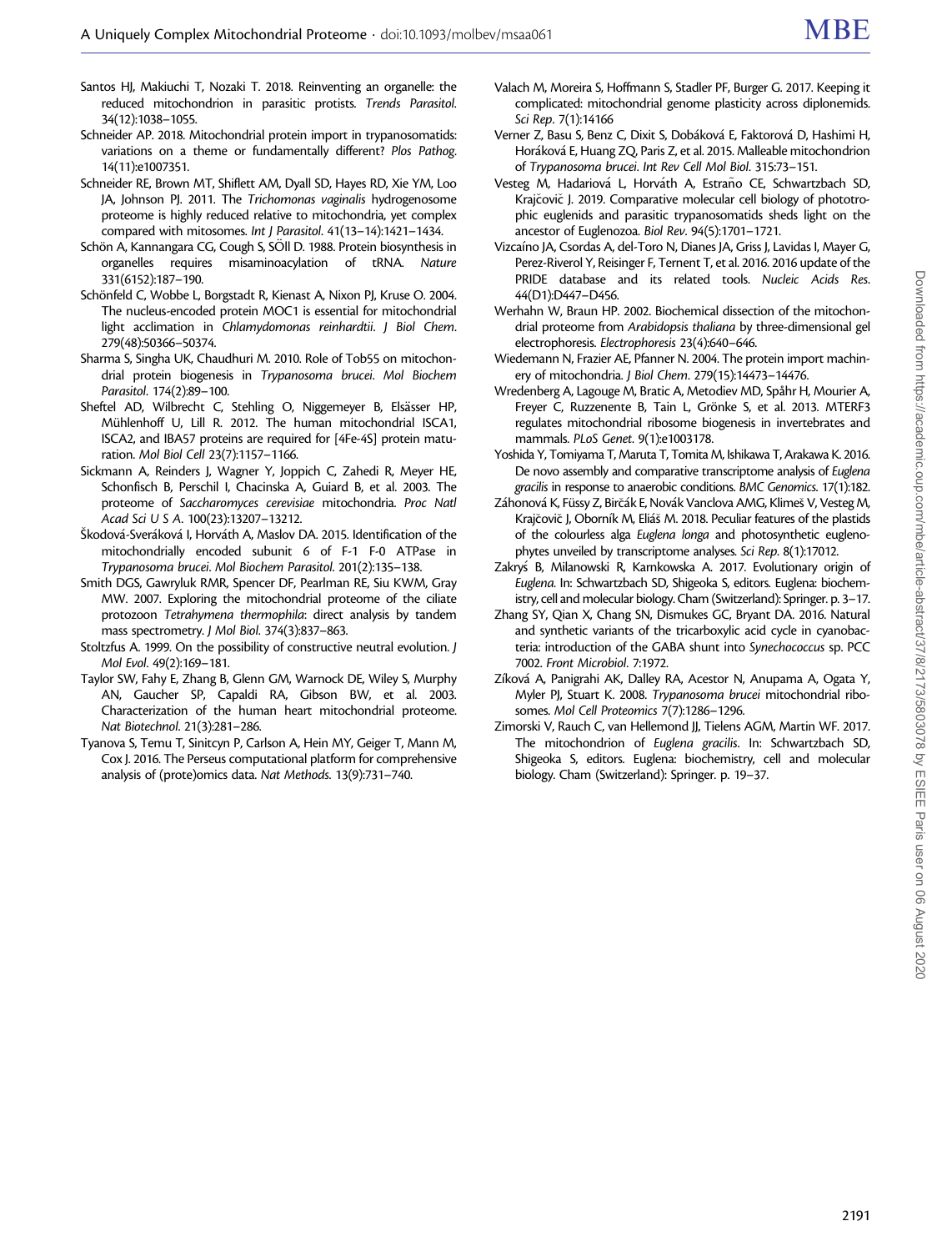Santos HJ, Makiuchi T, Nozaki T. 2018. Reinventing an organelle: the reduced mitochondrion in parasitic protists. *Trends Parasitol*. 34(12):1038–1055.

Schneider AP. 2018. Mitochondrial protein import in trypanosomatids: variations on a theme or fundamentally different? *Plos Pathog*. 14(11):e1007351.

Schneider RE, Brown MT, Shiflett AM, Dyall SD, Hayes RD, Xie YM, Loo JA, Johnson PJ. 2011. The *Trichomonas vaginalis* hydrogenosome proteome is highly reduced relative to mitochondria, yet complex compared with mitosomes. *Int J Parasitol*. 41(13–14):1421–1434.

Schön A, Kannangara CG, Cough S, SÖll D. 1988. Protein biosynthesis in organelles requires misaminoacylation of tRNA. *Nature* 331(6152):187–190.

Schönfeld C, Wobbe L, Borgstadt R, Kienast A, Nixon PJ, Kruse O. 2004. The nucleus-encoded protein MOC1 is essential for mitochondrial light acclimation in *Chlamydomonas reinhardtii*. *J Biol Chem*. 279(48):50366–50374.

Sharma S, Singha UK, Chaudhuri M. 2010. Role of Tob55 on mitochondrial protein biogenesis in *Trypanosoma brucei*. *Mol Biochem Parasitol*. 174(2):89–100.

Sheftel AD, Wilbrecht C, Stehling O, Niggemeyer B, Elsässer HP, Mühlenhoff U, Lill R. 2012. The human mitochondrial ISCA1, ISCA2, and IBA57 proteins are required for [4Fe-4S] protein maturation. *Mol Biol Cell* 23(7):1157–1166.

Sickmann A, Reinders J, Wagner Y, Joppich C, Zahedi R, Meyer HE, Schonfisch B, Perschil I, Chacinska A, Guiard B, et al. 2003. The proteome of *Saccharomyces cerevisiae* mitochondria. *Proc Natl Acad Sci U S A*. 100(23):13207–13212.

Škodová-Sveráková I, Horváth A, Maslov DA. 2015. Identification of the mitochondrially encoded subunit 6 of F-1 F-0 ATPase in *Trypanosoma brucei*. *Mol Biochem Parasitol*. 201(2):135–138.

Smith DGS, Gawryluk RMR, Spencer DF, Pearlman RE, Siu KWM, Gray MW. 2007. Exploring the mitochondrial proteome of the ciliate protozoon *Tetrahymena thermophila*: direct analysis by tandem mass spectrometry. *J Mol Biol*. 374(3):837–863.

Stoltzfus A. 1999. On the possibility of constructive neutral evolution. *J Mol Evol*. 49(2):169–181.

Taylor SW, Fahy E, Zhang B, Glenn GM, Warnock DE, Wiley S, Murphy AN, Gaucher SP, Capaldi RA, Gibson BW, et al. 2003. Characterization of the human heart mitochondrial proteome. *Nat Biotechnol*. 21(3):281–286.

Tyanova S, Temu T, Sinitcyn P, Carlson A, Hein MY, Geiger T, Mann M, Cox J. 2016. The Perseus computational platform for comprehensive analysis of (prote)omics data. *Nat Methods*. 13(9):731–740.

Valach M, Moreira S, Hoffmann S, Stadler PF, Burger G. 2017. Keeping it complicated: mitochondrial genome plasticity across diplonemids. *Sci Rep*. 7(1):14166

Verner Z, Basu S, Benz C, Dixit S, Dobáková E, Faktorová D, Hashimi H, Horáková E, Huang ZQ, Paris Z, et al. 2015. Malleable mitochondrion of *Trypanosoma brucei*. *Int Rev Cell Mol Biol*. 315:73–151.

Vesteg M, Hadariová L, Horváth A, Estraño CE, Schwartzbach SD, Krajčovič J. 2019. Comparative molecular cell biology of phototrophic euglenids and parasitic trypanosomatids sheds light on the ancestor of Euglenozoa. *Biol Rev*. 94(5):1701–1721.

Vizcaíno JA, Csordas A, del-Toro N, Dianes JA, Griss J, Lavidas I, Mayer G, Perez-Riverol Y, Reisinger F, Ternent T, et al. 2016. 2016 update of the PRIDE database and its related tools. *Nucleic Acids Res*. 44(D1):D447–D456.

Werhahn W, Braun HP. 2002. Biochemical dissection of the mitochondrial proteome from *Arabidopsis thaliana* by three-dimensional gel electrophoresis. *Electrophoresis* 23(4):640–646.

Wiedemann N, Frazier AE, Pfanner N. 2004. The protein import machinery of mitochondria. *J Biol Chem*. 279(15):14473–14476.

Wredenberg A, Lagouge M, Bratic A, Metodiev MD, Spåhr H, Mourier A, Freyer C, Ruzzenente B, Tain L, Grönke S, et al. 2013. MTERF3 regulates mitochondrial ribosome biogenesis in invertebrates and mammals. *PLoS Genet*. 9(1):e1003178.

Yoshida Y, Tomiyama T, Maruta T, Tomita M, Ishikawa T, Arakawa K. 2016. De novo assembly and comparative transcriptome analysis of *Euglena gracilis* in response to anaerobic conditions. *BMC Genomics*. 17(1):182.

Záhonová K, Füssy Z, Birčák E, Novák Vanclova AMG, Klimeš V, Vesteg M, Krajčovič J, Oborník M, Eliáš M. 2018. Peculiar features of the plastids of the colourless alga *Euglena longa* and photosynthetic euglenophytes unveiled by transcriptome analyses. *Sci Rep*. 8(1):17012.

Zakryś B, Milanowski R, Karnkowska A. 2017. Evolutionary origin of *Euglena*. In: Schwartzbach SD, Shigeoka S, editors. Euglena: biochemistry, cell and molecular biology. Cham (Switzerland): Springer. p. 3–17.

Zhang SY, Qian X, Chang SN, Dismukes GC, Bryant DA. 2016. Natural and synthetic variants of the tricarboxylic acid cycle in cyanobacteria: introduction of the GABA shunt into *Synechococcus* sp. PCC 7002. *Front Microbiol*. 7:1972.

Zíková A, Panigrahi AK, Dalley RA, Acestor N, Anupama A, Ogata Y, Myler PJ, Stuart K. 2008. *Trypanosoma brucei* mitochondrial ribosomes. *Mol Cell Proteomics* 7(7):1286–1296.

Zimorski V, Rauch C, van Hellemond JJ, Tielens AGM, Martin WF. 2017. The mitochondrion of *Euglena gracilis*. In: Schwartzbach SD, Shigeoka S, editors. Euglena: biochemistry, cell and molecular biology. Cham (Switzerland): Springer. p. 19–37.